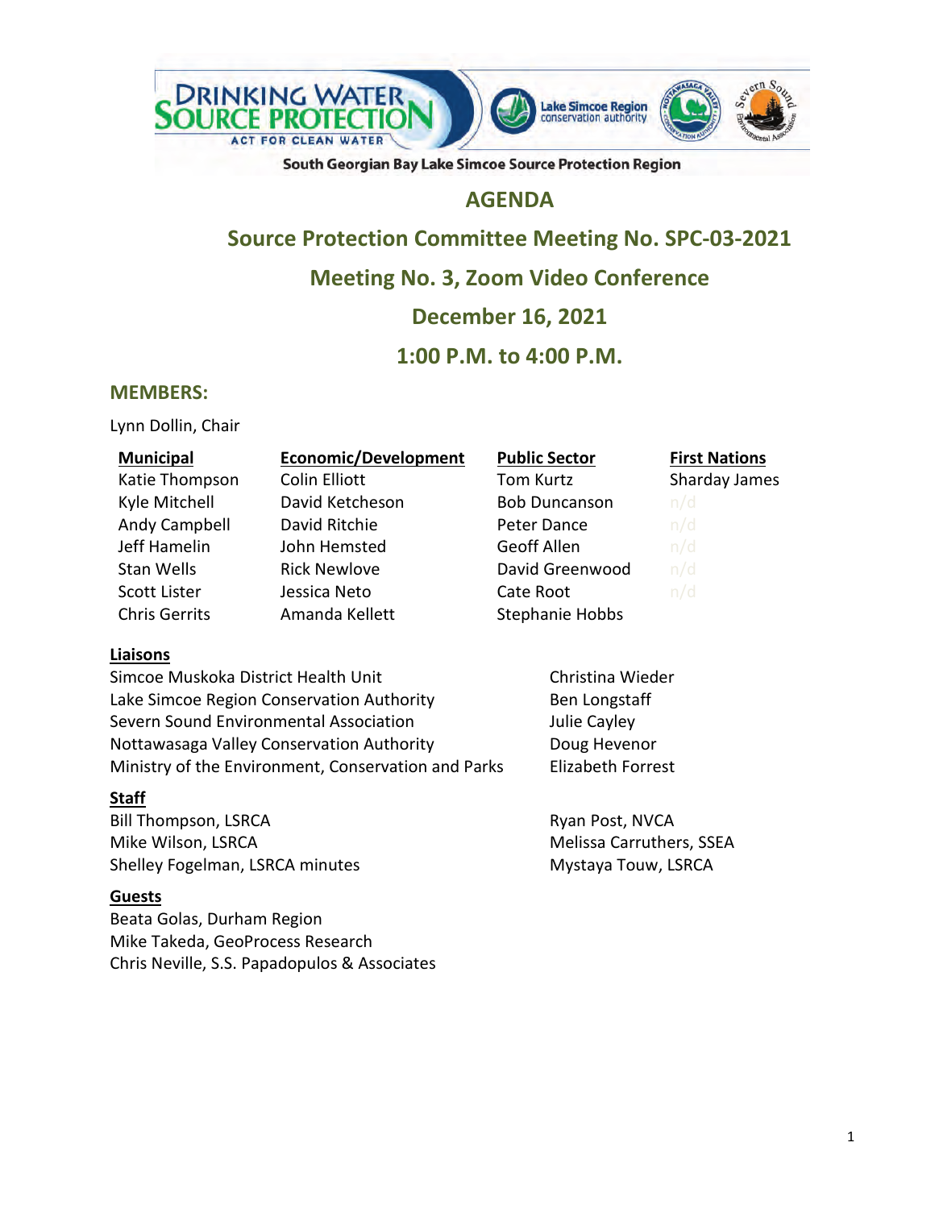South Georgian Bay Lake Simcoe Source Protection Region

# AGENDA

## Source Protection Committee Meeting No. SPC-03-2021

## Meeting No. 3, Zoom Video Conference

## December 16, 2021

## 1:00 P.M. to 4:00 P.M.

### MEMBERS:

Lynn Dollin, Chair

| Municipal | Economic/Development | Public Sector | First Nations |
|---|---|---|---|
| Katie Thompson | Colin Elliott | Tom Kurtz | Sharday James |
| Kyle Mitchell | David Ketcheson | Bob Duncanson | n/d |
| Andy Campbell | David Ritchie | Peter Dance | n/d |
| Jeff Hamelin | John Hemsted | Geoff Allen | n/d |
| Stan Wells | Rick Newlove | David Greenwood | n/d |
| Scott Lister | Jessica Neto | Cate Root | n/d |
| Chris Gerrits | Amanda Kellett | Stephanie Hobbs | |

**Liaisons**

| | |
|---|---|
| Simcoe Muskoka District Health Unit | Christina Wieder |
| Lake Simcoe Region Conservation Authority | Ben Longstaff |
| Severn Sound Environmental Association | Julie Cayley |
| Nottawasaga Valley Conservation Authority | Doug Hevenor |
| Ministry of the Environment, Conservation and Parks | Elizabeth Forrest |

**Staff**

| | |
|---|---|
| Bill Thompson, LSRCA | Ryan Post, NVCA |
| Mike Wilson, LSRCA | Melissa Carruthers, SSEA |
| Shelley Fogelman, LSRCA minutes | Mystaya Touw, LSRCA |

**Guests**

Beata Golas, Durham Region
Mike Takeda, GeoProcess Research
Chris Neville, S.S. Papadopulos & Associates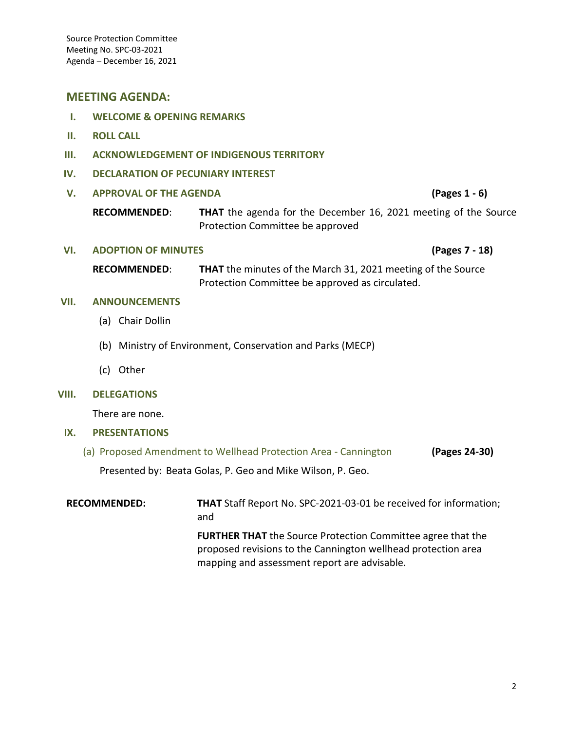Source Protection Committee
Meeting No. SPC-03-2021
Agenda – December 16, 2021

## MEETING AGENDA:

**I. WELCOME & OPENING REMARKS**

**II. ROLL CALL**

**III. ACKNOWLEDGEMENT OF INDIGENOUS TERRITORY**

**IV. DECLARATION OF PECUNIARY INTEREST**

**V. APPROVAL OF THE AGENDA** **(Pages 1 - 6)**

**RECOMMENDED**: **THAT** the agenda for the December 16, 2021 meeting of the Source Protection Committee be approved

**VI. ADOPTION OF MINUTES** **(Pages 7 - 18)**

**RECOMMENDED**: **THAT** the minutes of the March 31, 2021 meeting of the Source Protection Committee be approved as circulated.

**VII. ANNOUNCEMENTS**

(a) Chair Dollin

(b) Ministry of Environment, Conservation and Parks (MECP)

(c) Other

**VIII. DELEGATIONS**

There are none.

**IX. PRESENTATIONS**

(a) Proposed Amendment to Wellhead Protection Area - Cannington **(Pages 24-30)**

Presented by: Beata Golas, P. Geo and Mike Wilson, P. Geo.

**RECOMMENDED:** **THAT** Staff Report No. SPC-2021-03-01 be received for information; and

**FURTHER THAT** the Source Protection Committee agree that the proposed revisions to the Cannington wellhead protection area mapping and assessment report are advisable.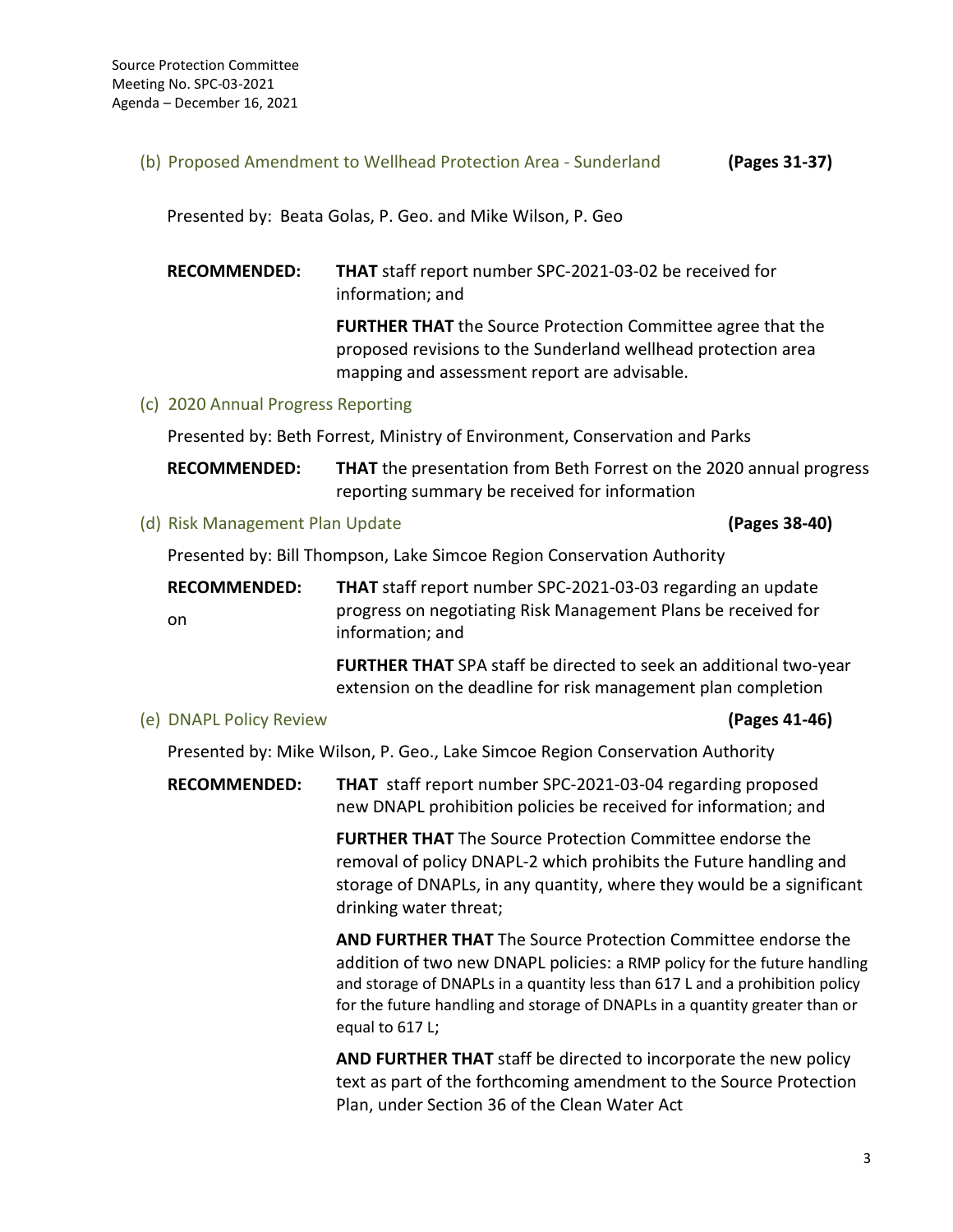(b) Proposed Amendment to Wellhead Protection Area - Sunderland **(Pages 31-37)**

Presented by: Beata Golas, P. Geo. and Mike Wilson, P. Geo

**RECOMMENDED:** **THAT** staff report number SPC-2021-03-02 be received for information; and

**FURTHER THAT** the Source Protection Committee agree that the proposed revisions to the Sunderland wellhead protection area mapping and assessment report are advisable.

(c) 2020 Annual Progress Reporting

Presented by: Beth Forrest, Ministry of Environment, Conservation and Parks

**RECOMMENDED:** **THAT** the presentation from Beth Forrest on the 2020 annual progress reporting summary be received for information

(d) Risk Management Plan Update **(Pages 38-40)**

Presented by: Bill Thompson, Lake Simcoe Region Conservation Authority

**RECOMMENDED:** **THAT** staff report number SPC-2021-03-03 regarding an update on progress on negotiating Risk Management Plans be received for information; and

**FURTHER THAT** SPA staff be directed to seek an additional two-year extension on the deadline for risk management plan completion

(e) DNAPL Policy Review **(Pages 41-46)**

Presented by: Mike Wilson, P. Geo., Lake Simcoe Region Conservation Authority

**RECOMMENDED:** **THAT** staff report number SPC-2021-03-04 regarding proposed new DNAPL prohibition policies be received for information; and

**FURTHER THAT** The Source Protection Committee endorse the removal of policy DNAPL-2 which prohibits the Future handling and storage of DNAPLs, in any quantity, where they would be a significant drinking water threat;

**AND FURTHER THAT** The Source Protection Committee endorse the addition of two new DNAPL policies: a RMP policy for the future handling and storage of DNAPLs in a quantity less than 617 L and a prohibition policy for the future handling and storage of DNAPLs in a quantity greater than or equal to 617 L;

**AND FURTHER THAT** staff be directed to incorporate the new policy text as part of the forthcoming amendment to the Source Protection Plan, under Section 36 of the Clean Water Act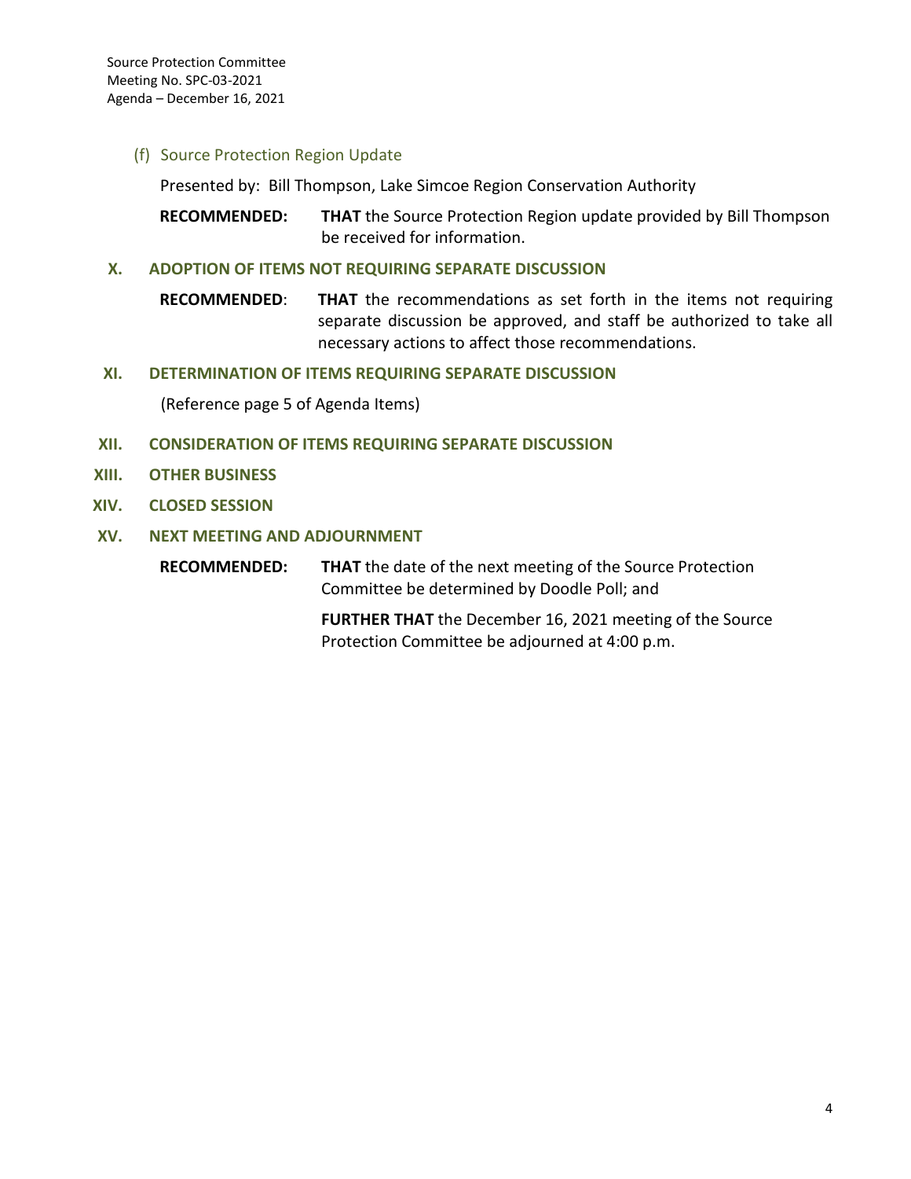### (f) Source Protection Region Update

Presented by: Bill Thompson, Lake Simcoe Region Conservation Authority

**RECOMMENDED:** **THAT** the Source Protection Region update provided by Bill Thompson be received for information.

## X. ADOPTION OF ITEMS NOT REQUIRING SEPARATE DISCUSSION

**RECOMMENDED**: **THAT** the recommendations as set forth in the items not requiring separate discussion be approved, and staff be authorized to take all necessary actions to affect those recommendations.

## XI. DETERMINATION OF ITEMS REQUIRING SEPARATE DISCUSSION

(Reference page 5 of Agenda Items)

## XII. CONSIDERATION OF ITEMS REQUIRING SEPARATE DISCUSSION

## XIII. OTHER BUSINESS

## XIV. CLOSED SESSION

## XV. NEXT MEETING AND ADJOURNMENT

**RECOMMENDED:** **THAT** the date of the next meeting of the Source Protection Committee be determined by Doodle Poll; and

**FURTHER THAT** the December 16, 2021 meeting of the Source Protection Committee be adjourned at 4:00 p.m.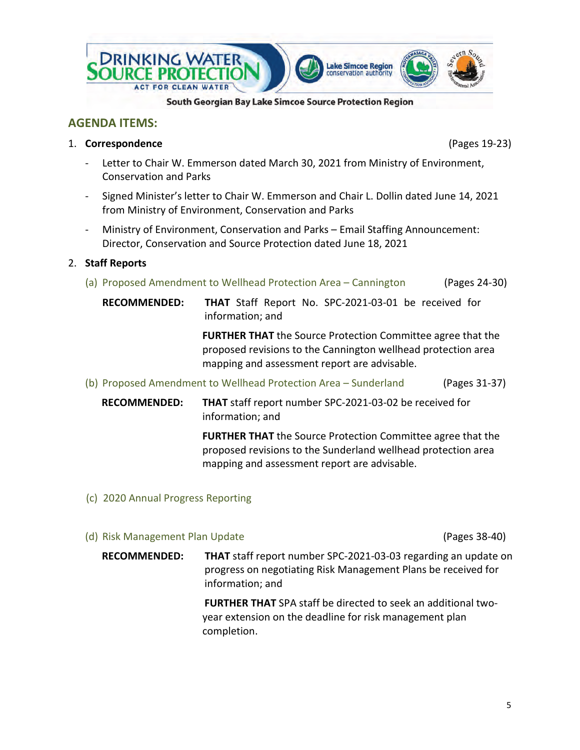## AGENDA ITEMS:

1. **Correspondence** (Pages 19-23)

   - Letter to Chair W. Emmerson dated March 30, 2021 from Ministry of Environment, Conservation and Parks
   - Signed Minister's letter to Chair W. Emmerson and Chair L. Dollin dated June 14, 2021 from Ministry of Environment, Conservation and Parks
   - Ministry of Environment, Conservation and Parks – Email Staffing Announcement: Director, Conservation and Source Protection dated June 18, 2021

2. **Staff Reports**

   (a) Proposed Amendment to Wellhead Protection Area – Cannington (Pages 24-30)

   **RECOMMENDED:** **THAT** Staff Report No. SPC-2021-03-01 be received for information; and

   **FURTHER THAT** the Source Protection Committee agree that the proposed revisions to the Cannington wellhead protection area mapping and assessment report are advisable.

   (b) Proposed Amendment to Wellhead Protection Area – Sunderland (Pages 31-37)

   **RECOMMENDED:** **THAT** staff report number SPC-2021-03-02 be received for information; and

   **FURTHER THAT** the Source Protection Committee agree that the proposed revisions to the Sunderland wellhead protection area mapping and assessment report are advisable.

   (c) 2020 Annual Progress Reporting

   (d) Risk Management Plan Update (Pages 38-40)

   **RECOMMENDED:** **THAT** staff report number SPC-2021-03-03 regarding an update on progress on negotiating Risk Management Plans be received for information; and

   **FURTHER THAT** SPA staff be directed to seek an additional two-year extension on the deadline for risk management plan completion.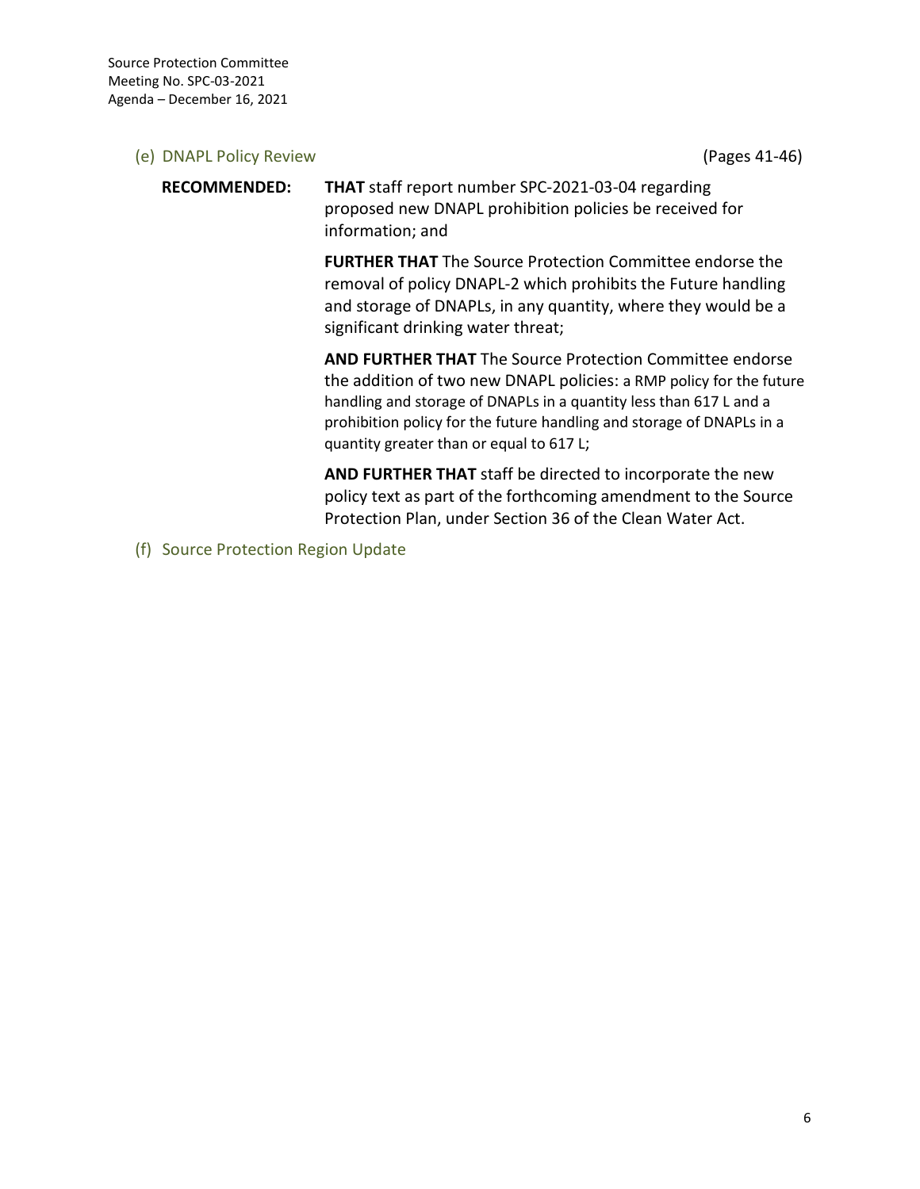### (e) DNAPL Policy Review (Pages 41-46)

**RECOMMENDED:** **THAT** staff report number SPC-2021-03-04 regarding proposed new DNAPL prohibition policies be received for information; and

**FURTHER THAT** The Source Protection Committee endorse the removal of policy DNAPL-2 which prohibits the Future handling and storage of DNAPLs, in any quantity, where they would be a significant drinking water threat;

**AND FURTHER THAT** The Source Protection Committee endorse the addition of two new DNAPL policies: a RMP policy for the future handling and storage of DNAPLs in a quantity less than 617 L and a prohibition policy for the future handling and storage of DNAPLs in a quantity greater than or equal to 617 L;

**AND FURTHER THAT** staff be directed to incorporate the new policy text as part of the forthcoming amendment to the Source Protection Plan, under Section 36 of the Clean Water Act.

### (f) Source Protection Region Update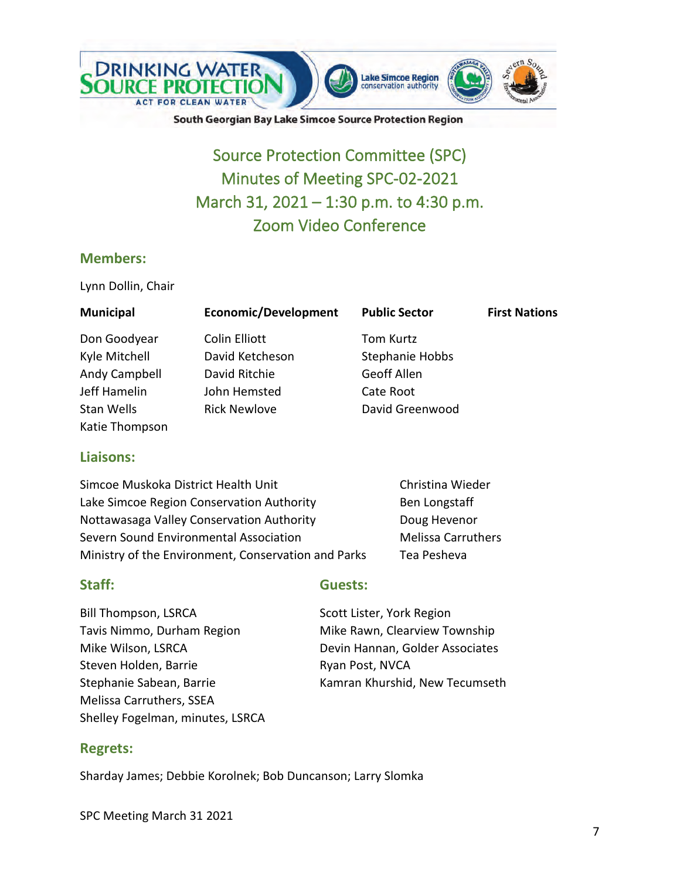South Georgian Bay Lake Simcoe Source Protection Region

# Source Protection Committee (SPC)
# Minutes of Meeting SPC-02-2021
# March 31, 2021 – 1:30 p.m. to 4:30 p.m.
# Zoom Video Conference

## Members:

Lynn Dollin, Chair

| Municipal | Economic/Development | Public Sector | First Nations |
|---|---|---|---|
| Don Goodyear | Colin Elliott | Tom Kurtz | |
| Kyle Mitchell | David Ketcheson | Stephanie Hobbs | |
| Andy Campbell | David Ritchie | Geoff Allen | |
| Jeff Hamelin | John Hemsted | Cate Root | |
| Stan Wells | Rick Newlove | David Greenwood | |
| Katie Thompson | | | |

## Liaisons:

| | |
|---|---|
| Simcoe Muskoka District Health Unit | Christina Wieder |
| Lake Simcoe Region Conservation Authority | Ben Longstaff |
| Nottawasaga Valley Conservation Authority | Doug Hevenor |
| Severn Sound Environmental Association | Melissa Carruthers |
| Ministry of the Environment, Conservation and Parks | Tea Pesheva |

## Staff:

Bill Thompson, LSRCA
Tavis Nimmo, Durham Region
Mike Wilson, LSRCA
Steven Holden, Barrie
Stephanie Sabean, Barrie
Melissa Carruthers, SSEA
Shelley Fogelman, minutes, LSRCA

## Guests:

Scott Lister, York Region
Mike Rawn, Clearview Township
Devin Hannan, Golder Associates
Ryan Post, NVCA
Kamran Khurshid, New Tecumseth

## Regrets:

Sharday James; Debbie Korolnek; Bob Duncanson; Larry Slomka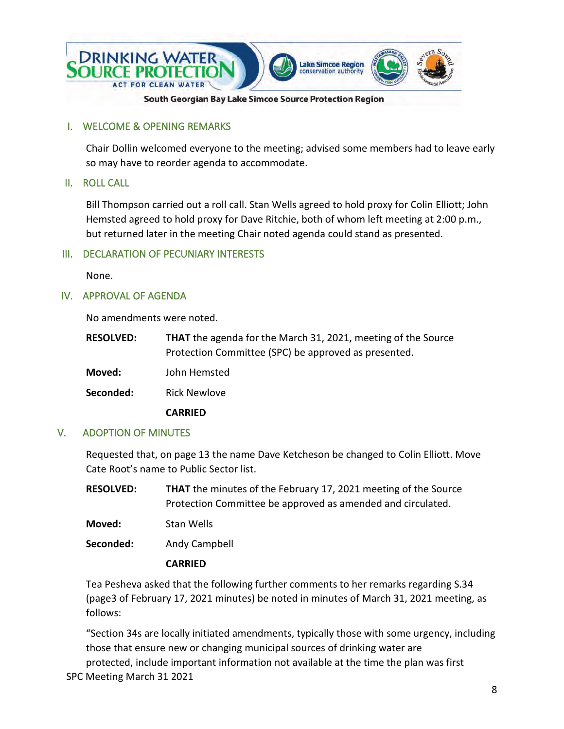## I. WELCOME & OPENING REMARKS

Chair Dollin welcomed everyone to the meeting; advised some members had to leave early so may have to reorder agenda to accommodate.

## II. ROLL CALL

Bill Thompson carried out a roll call. Stan Wells agreed to hold proxy for Colin Elliott; John Hemsted agreed to hold proxy for Dave Ritchie, both of whom left meeting at 2:00 p.m., but returned later in the meeting Chair noted agenda could stand as presented.

## III. DECLARATION OF PECUNIARY INTERESTS

None.

## IV. APPROVAL OF AGENDA

No amendments were noted.

**RESOLVED:** **THAT** the agenda for the March 31, 2021, meeting of the Source Protection Committee (SPC) be approved as presented.

**Moved:** John Hemsted

**Seconded:** Rick Newlove

**CARRIED**

## V. ADOPTION OF MINUTES

Requested that, on page 13 the name Dave Ketcheson be changed to Colin Elliott. Move Cate Root's name to Public Sector list.

**RESOLVED:** **THAT** the minutes of the February 17, 2021 meeting of the Source Protection Committee be approved as amended and circulated.

**Moved:** Stan Wells

**Seconded:** Andy Campbell

**CARRIED**

Tea Pesheva asked that the following further comments to her remarks regarding S.34 (page3 of February 17, 2021 minutes) be noted in minutes of March 31, 2021 meeting, as follows:

"Section 34s are locally initiated amendments, typically those with some urgency, including those that ensure new or changing municipal sources of drinking water are protected, include important information not available at the time the plan was first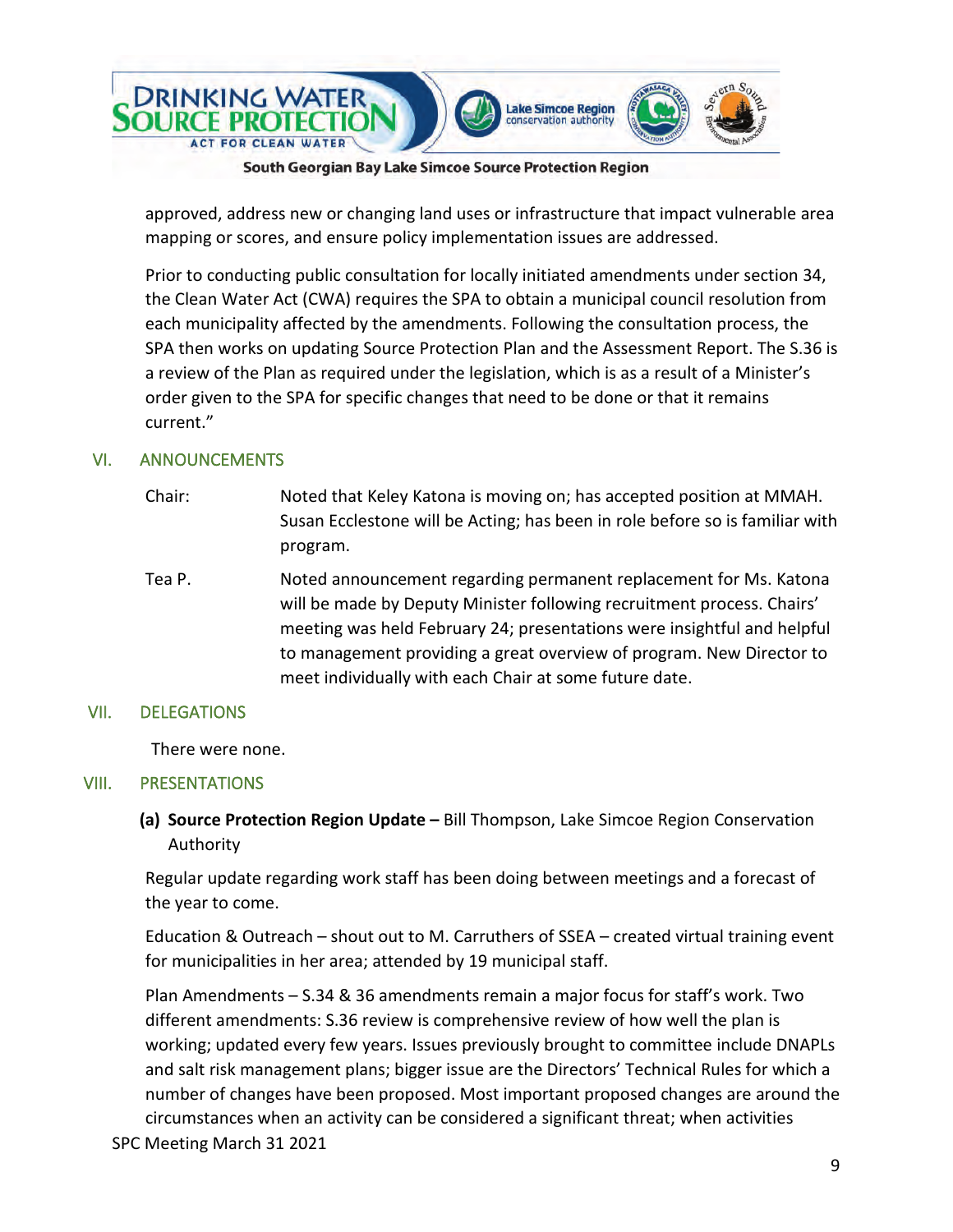approved, address new or changing land uses or infrastructure that impact vulnerable area mapping or scores, and ensure policy implementation issues are addressed.

Prior to conducting public consultation for locally initiated amendments under section 34, the Clean Water Act (CWA) requires the SPA to obtain a municipal council resolution from each municipality affected by the amendments. Following the consultation process, the SPA then works on updating Source Protection Plan and the Assessment Report. The S.36 is a review of the Plan as required under the legislation, which is as a result of a Minister's order given to the SPA for specific changes that need to be done or that it remains current."

## VI. ANNOUNCEMENTS

Chair: Noted that Keley Katona is moving on; has accepted position at MMAH. Susan Ecclestone will be Acting; has been in role before so is familiar with program.

Tea P. Noted announcement regarding permanent replacement for Ms. Katona will be made by Deputy Minister following recruitment process. Chairs' meeting was held February 24; presentations were insightful and helpful to management providing a great overview of program. New Director to meet individually with each Chair at some future date.

## VII. DELEGATIONS

There were none.

## VIII. PRESENTATIONS

**(a) Source Protection Region Update –** Bill Thompson, Lake Simcoe Region Conservation Authority

Regular update regarding work staff has been doing between meetings and a forecast of the year to come.

Education & Outreach – shout out to M. Carruthers of SSEA – created virtual training event for municipalities in her area; attended by 19 municipal staff.

Plan Amendments – S.34 & 36 amendments remain a major focus for staff's work. Two different amendments: S.36 review is comprehensive review of how well the plan is working; updated every few years. Issues previously brought to committee include DNAPLs and salt risk management plans; bigger issue are the Directors' Technical Rules for which a number of changes have been proposed. Most important proposed changes are around the circumstances when an activity can be considered a significant threat; when activities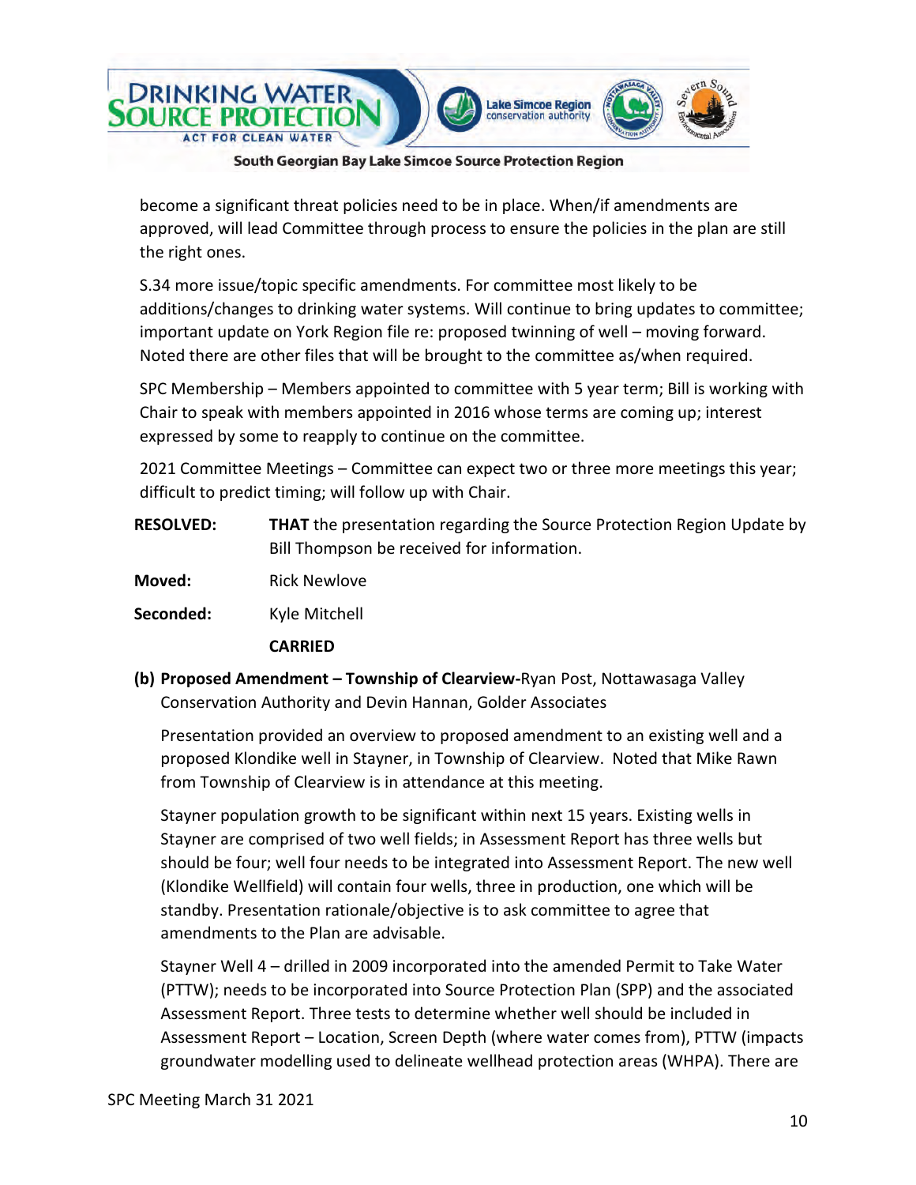become a significant threat policies need to be in place. When/if amendments are approved, will lead Committee through process to ensure the policies in the plan are still the right ones.

S.34 more issue/topic specific amendments. For committee most likely to be additions/changes to drinking water systems. Will continue to bring updates to committee; important update on York Region file re: proposed twinning of well – moving forward. Noted there are other files that will be brought to the committee as/when required.

SPC Membership – Members appointed to committee with 5 year term; Bill is working with Chair to speak with members appointed in 2016 whose terms are coming up; interest expressed by some to reapply to continue on the committee.

2021 Committee Meetings – Committee can expect two or three more meetings this year; difficult to predict timing; will follow up with Chair.

**RESOLVED:** **THAT** the presentation regarding the Source Protection Region Update by Bill Thompson be received for information.

**Moved:** Rick Newlove

**Seconded:** Kyle Mitchell

**CARRIED**

**(b) Proposed Amendment – Township of Clearview-**Ryan Post, Nottawasaga Valley Conservation Authority and Devin Hannan, Golder Associates

Presentation provided an overview to proposed amendment to an existing well and a proposed Klondike well in Stayner, in Township of Clearview. Noted that Mike Rawn from Township of Clearview is in attendance at this meeting.

Stayner population growth to be significant within next 15 years. Existing wells in Stayner are comprised of two well fields; in Assessment Report has three wells but should be four; well four needs to be integrated into Assessment Report. The new well (Klondike Wellfield) will contain four wells, three in production, one which will be standby. Presentation rationale/objective is to ask committee to agree that amendments to the Plan are advisable.

Stayner Well 4 – drilled in 2009 incorporated into the amended Permit to Take Water (PTTW); needs to be incorporated into Source Protection Plan (SPP) and the associated Assessment Report. Three tests to determine whether well should be included in Assessment Report – Location, Screen Depth (where water comes from), PTTW (impacts groundwater modelling used to delineate wellhead protection areas (WHPA). There are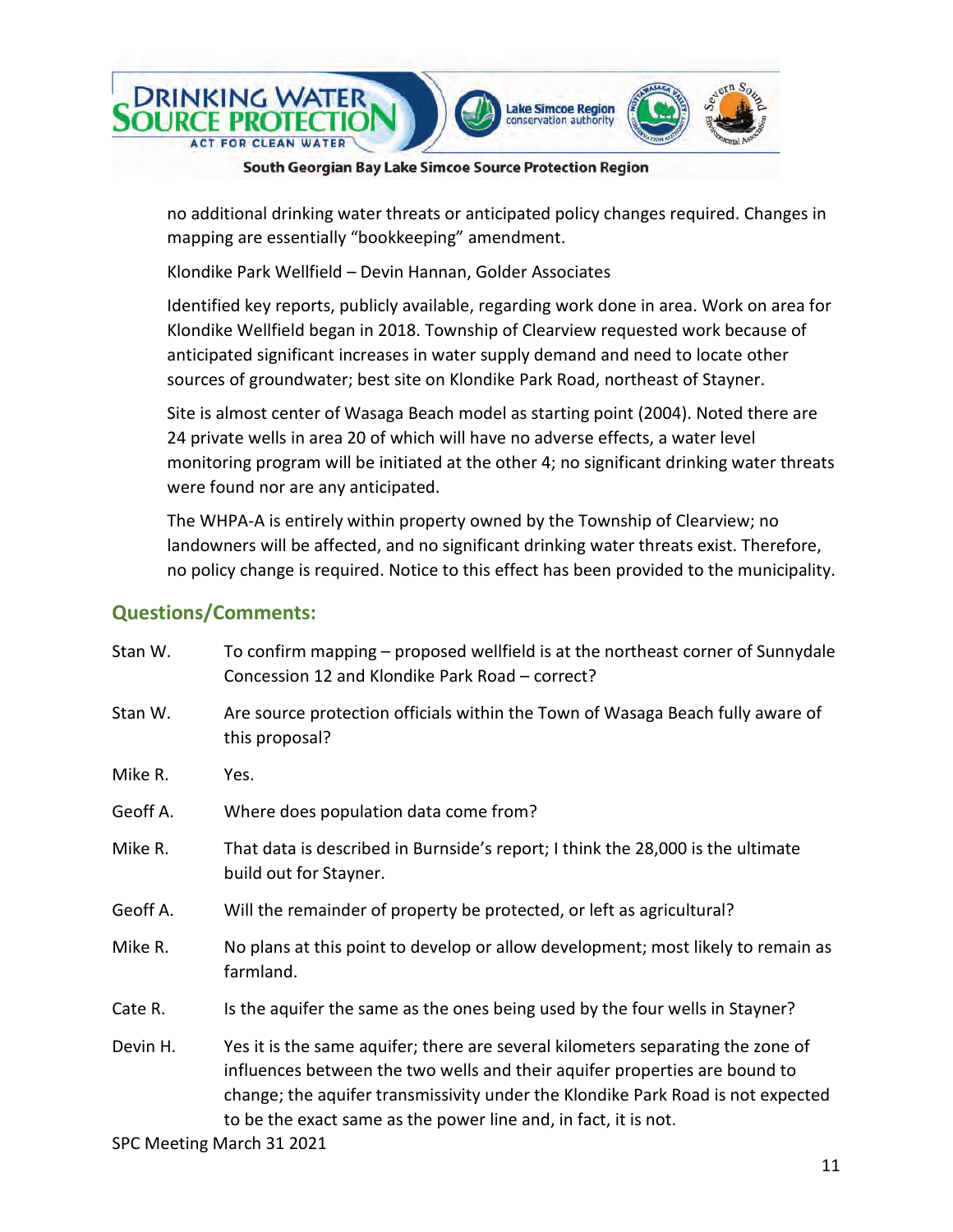no additional drinking water threats or anticipated policy changes required. Changes in mapping are essentially "bookkeeping" amendment.

Klondike Park Wellfield – Devin Hannan, Golder Associates

Identified key reports, publicly available, regarding work done in area. Work on area for Klondike Wellfield began in 2018. Township of Clearview requested work because of anticipated significant increases in water supply demand and need to locate other sources of groundwater; best site on Klondike Park Road, northeast of Stayner.

Site is almost center of Wasaga Beach model as starting point (2004). Noted there are 24 private wells in area 20 of which will have no adverse effects, a water level monitoring program will be initiated at the other 4; no significant drinking water threats were found nor are any anticipated.

The WHPA-A is entirely within property owned by the Township of Clearview; no landowners will be affected, and no significant drinking water threats exist. Therefore, no policy change is required. Notice to this effect has been provided to the municipality.

## Questions/Comments:

| | |
|---|---|
| Stan W. | To confirm mapping – proposed wellfield is at the northeast corner of Sunnydale Concession 12 and Klondike Park Road – correct? |
| Stan W. | Are source protection officials within the Town of Wasaga Beach fully aware of this proposal? |
| Mike R. | Yes. |
| Geoff A. | Where does population data come from? |
| Mike R. | That data is described in Burnside's report; I think the 28,000 is the ultimate build out for Stayner. |
| Geoff A. | Will the remainder of property be protected, or left as agricultural? |
| Mike R. | No plans at this point to develop or allow development; most likely to remain as farmland. |
| Cate R. | Is the aquifer the same as the ones being used by the four wells in Stayner? |
| Devin H. | Yes it is the same aquifer; there are several kilometers separating the zone of influences between the two wells and their aquifer properties are bound to change; the aquifer transmissivity under the Klondike Park Road is not expected to be the exact same as the power line and, in fact, it is not. |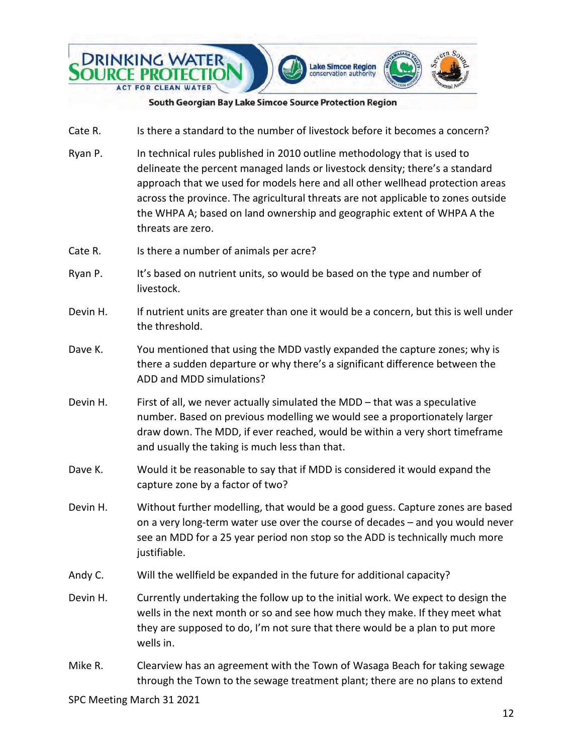Cate R. Is there a standard to the number of livestock before it becomes a concern?

Ryan P. In technical rules published in 2010 outline methodology that is used to delineate the percent managed lands or livestock density; there's a standard approach that we used for models here and all other wellhead protection areas across the province. The agricultural threats are not applicable to zones outside the WHPA A; based on land ownership and geographic extent of WHPA A the threats are zero.

Cate R. Is there a number of animals per acre?

Ryan P. It's based on nutrient units, so would be based on the type and number of livestock.

Devin H. If nutrient units are greater than one it would be a concern, but this is well under the threshold.

Dave K. You mentioned that using the MDD vastly expanded the capture zones; why is there a sudden departure or why there's a significant difference between the ADD and MDD simulations?

Devin H. First of all, we never actually simulated the MDD – that was a speculative number. Based on previous modelling we would see a proportionately larger draw down. The MDD, if ever reached, would be within a very short timeframe and usually the taking is much less than that.

Dave K. Would it be reasonable to say that if MDD is considered it would expand the capture zone by a factor of two?

Devin H. Without further modelling, that would be a good guess. Capture zones are based on a very long-term water use over the course of decades – and you would never see an MDD for a 25 year period non stop so the ADD is technically much more justifiable.

Andy C. Will the wellfield be expanded in the future for additional capacity?

Devin H. Currently undertaking the follow up to the initial work. We expect to design the wells in the next month or so and see how much they make. If they meet what they are supposed to do, I'm not sure that there would be a plan to put more wells in.

Mike R. Clearview has an agreement with the Town of Wasaga Beach for taking sewage through the Town to the sewage treatment plant; there are no plans to extend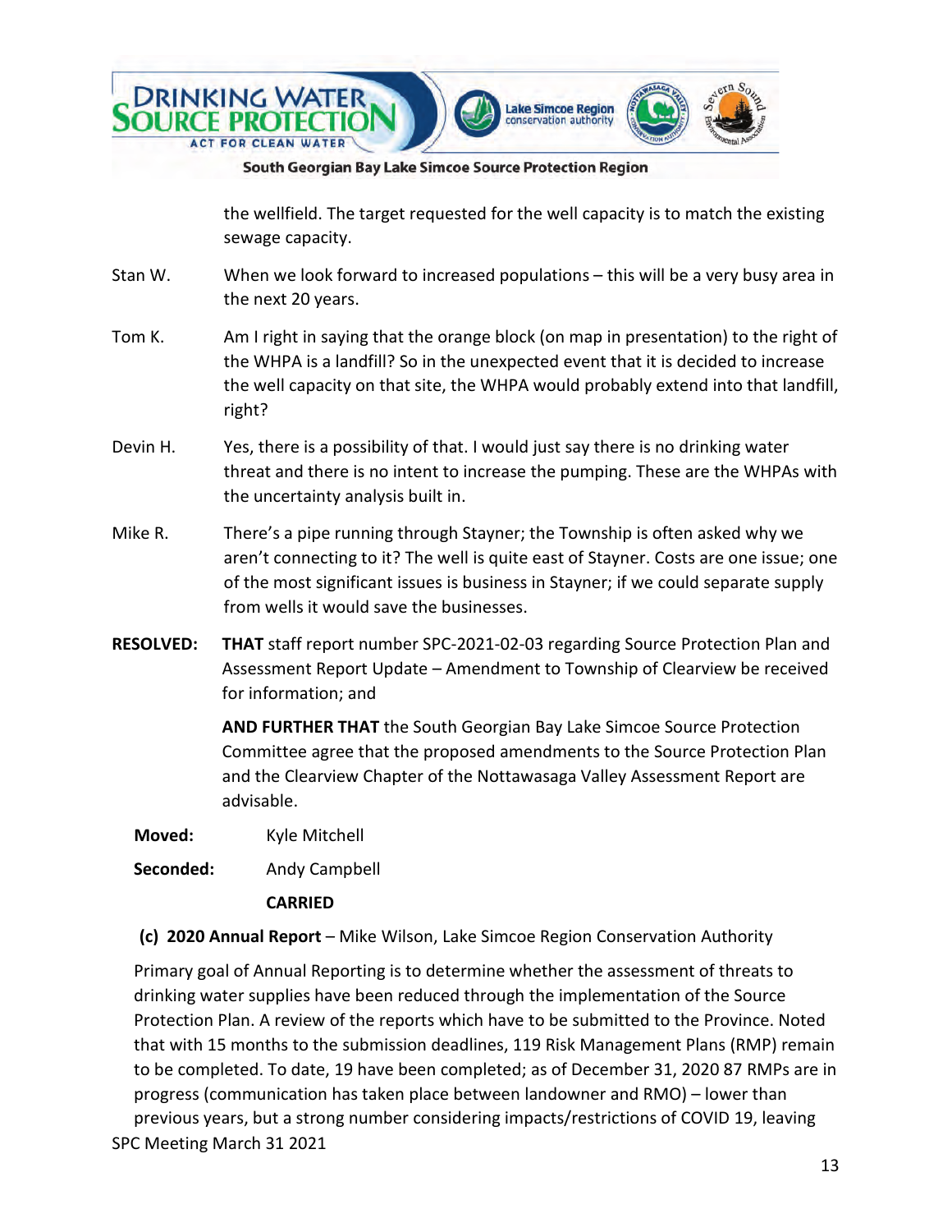the wellfield. The target requested for the well capacity is to match the existing sewage capacity.

Stan W. When we look forward to increased populations – this will be a very busy area in the next 20 years.

Tom K. Am I right in saying that the orange block (on map in presentation) to the right of the WHPA is a landfill? So in the unexpected event that it is decided to increase the well capacity on that site, the WHPA would probably extend into that landfill, right?

Devin H. Yes, there is a possibility of that. I would just say there is no drinking water threat and there is no intent to increase the pumping. These are the WHPAs with the uncertainty analysis built in.

Mike R. There's a pipe running through Stayner; the Township is often asked why we aren't connecting to it? The well is quite east of Stayner. Costs are one issue; one of the most significant issues is business in Stayner; if we could separate supply from wells it would save the businesses.

**RESOLVED:** **THAT** staff report number SPC-2021-02-03 regarding Source Protection Plan and Assessment Report Update – Amendment to Township of Clearview be received for information; and

**AND FURTHER THAT** the South Georgian Bay Lake Simcoe Source Protection Committee agree that the proposed amendments to the Source Protection Plan and the Clearview Chapter of the Nottawasaga Valley Assessment Report are advisable.

**Moved:** Kyle Mitchell

**Seconded:** Andy Campbell

**CARRIED**

**(c) 2020 Annual Report** – Mike Wilson, Lake Simcoe Region Conservation Authority

Primary goal of Annual Reporting is to determine whether the assessment of threats to drinking water supplies have been reduced through the implementation of the Source Protection Plan. A review of the reports which have to be submitted to the Province. Noted that with 15 months to the submission deadlines, 119 Risk Management Plans (RMP) remain to be completed. To date, 19 have been completed; as of December 31, 2020 87 RMPs are in progress (communication has taken place between landowner and RMO) – lower than previous years, but a strong number considering impacts/restrictions of COVID 19, leaving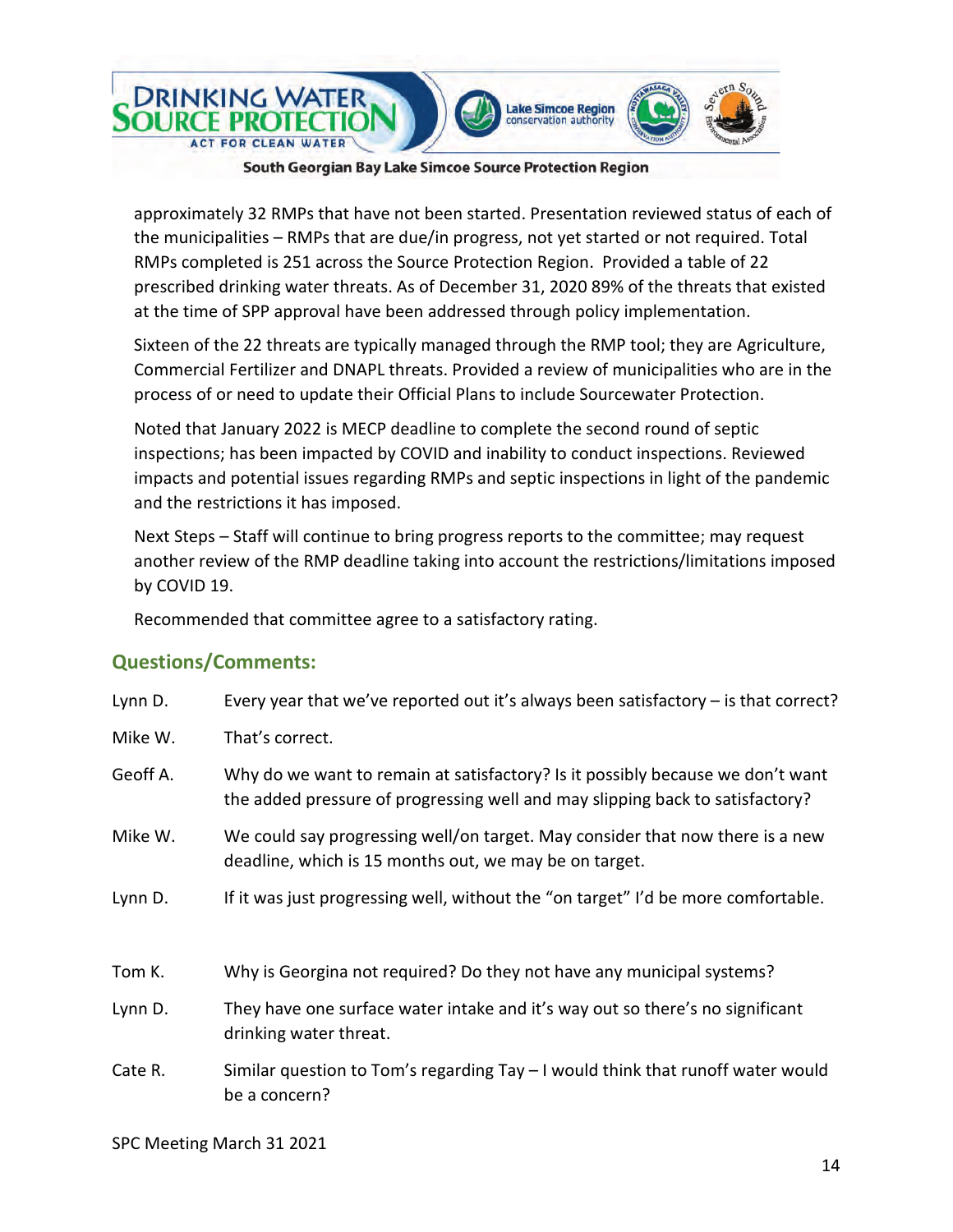approximately 32 RMPs that have not been started. Presentation reviewed status of each of the municipalities – RMPs that are due/in progress, not yet started or not required. Total RMPs completed is 251 across the Source Protection Region. Provided a table of 22 prescribed drinking water threats. As of December 31, 2020 89% of the threats that existed at the time of SPP approval have been addressed through policy implementation.

Sixteen of the 22 threats are typically managed through the RMP tool; they are Agriculture, Commercial Fertilizer and DNAPL threats. Provided a review of municipalities who are in the process of or need to update their Official Plans to include Sourcewater Protection.

Noted that January 2022 is MECP deadline to complete the second round of septic inspections; has been impacted by COVID and inability to conduct inspections. Reviewed impacts and potential issues regarding RMPs and septic inspections in light of the pandemic and the restrictions it has imposed.

Next Steps – Staff will continue to bring progress reports to the committee; may request another review of the RMP deadline taking into account the restrictions/limitations imposed by COVID 19.

Recommended that committee agree to a satisfactory rating.

## Questions/Comments:

| | |
|---|---|
| Lynn D. | Every year that we've reported out it's always been satisfactory – is that correct? |
| Mike W. | That's correct. |
| Geoff A. | Why do we want to remain at satisfactory? Is it possibly because we don't want the added pressure of progressing well and may slipping back to satisfactory? |
| Mike W. | We could say progressing well/on target. May consider that now there is a new deadline, which is 15 months out, we may be on target. |
| Lynn D. | If it was just progressing well, without the "on target" I'd be more comfortable. |
| Tom K. | Why is Georgina not required? Do they not have any municipal systems? |
| Lynn D. | They have one surface water intake and it's way out so there's no significant drinking water threat. |
| Cate R. | Similar question to Tom's regarding Tay – I would think that runoff water would be a concern? |

SPC Meeting March 31 2021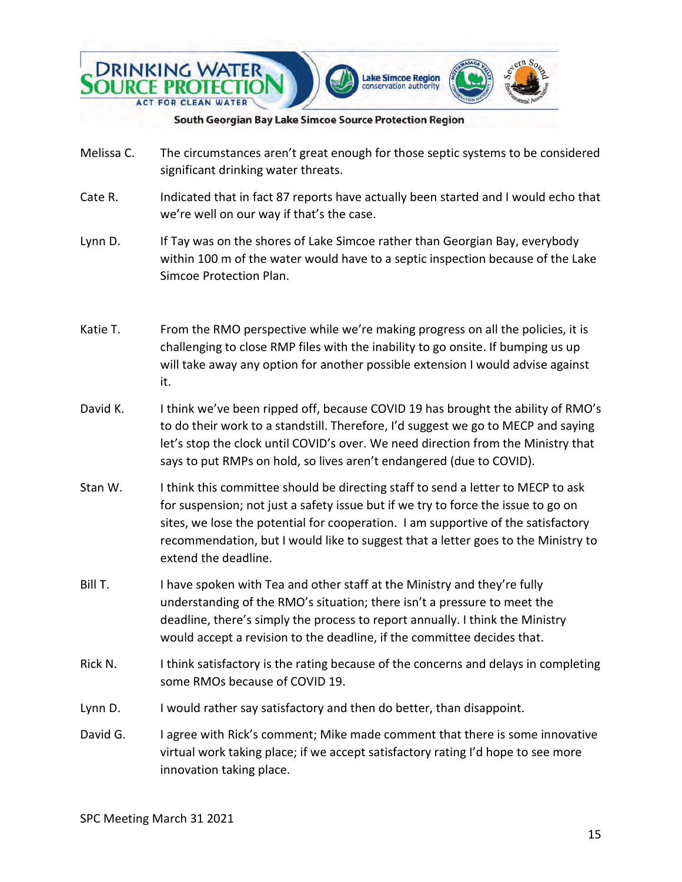| | |
|---|---|
| Melissa C. | The circumstances aren't great enough for those septic systems to be considered significant drinking water threats. |
| Cate R. | Indicated that in fact 87 reports have actually been started and I would echo that we're well on our way if that's the case. |
| Lynn D. | If Tay was on the shores of Lake Simcoe rather than Georgian Bay, everybody within 100 m of the water would have to a septic inspection because of the Lake Simcoe Protection Plan. |
| Katie T. | From the RMO perspective while we're making progress on all the policies, it is challenging to close RMP files with the inability to go onsite. If bumping us up will take away any option for another possible extension I would advise against it. |
| David K. | I think we've been ripped off, because COVID 19 has brought the ability of RMO's to do their work to a standstill. Therefore, I'd suggest we go to MECP and saying let's stop the clock until COVID's over. We need direction from the Ministry that says to put RMPs on hold, so lives aren't endangered (due to COVID). |
| Stan W. | I think this committee should be directing staff to send a letter to MECP to ask for suspension; not just a safety issue but if we try to force the issue to go on sites, we lose the potential for cooperation. I am supportive of the satisfactory recommendation, but I would like to suggest that a letter goes to the Ministry to extend the deadline. |
| Bill T. | I have spoken with Tea and other staff at the Ministry and they're fully understanding of the RMO's situation; there isn't a pressure to meet the deadline, there's simply the process to report annually. I think the Ministry would accept a revision to the deadline, if the committee decides that. |
| Rick N. | I think satisfactory is the rating because of the concerns and delays in completing some RMOs because of COVID 19. |
| Lynn D. | I would rather say satisfactory and then do better, than disappoint. |
| David G. | I agree with Rick's comment; Mike made comment that there is some innovative virtual work taking place; if we accept satisfactory rating I'd hope to see more innovation taking place. |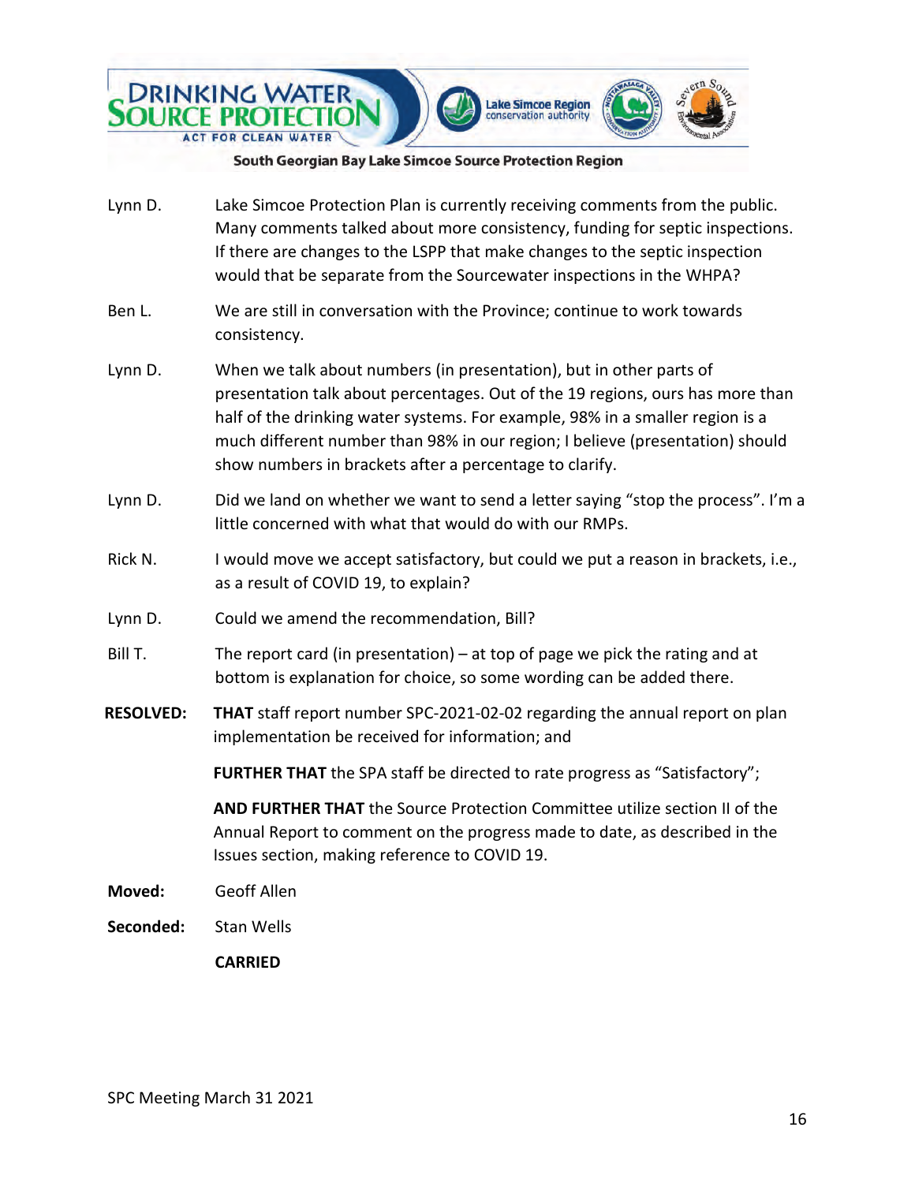Lynn D. Lake Simcoe Protection Plan is currently receiving comments from the public. Many comments talked about more consistency, funding for septic inspections. If there are changes to the LSPP that make changes to the septic inspection would that be separate from the Sourcewater inspections in the WHPA?

Ben L. We are still in conversation with the Province; continue to work towards consistency.

Lynn D. When we talk about numbers (in presentation), but in other parts of presentation talk about percentages. Out of the 19 regions, ours has more than half of the drinking water systems. For example, 98% in a smaller region is a much different number than 98% in our region; I believe (presentation) should show numbers in brackets after a percentage to clarify.

Lynn D. Did we land on whether we want to send a letter saying "stop the process". I'm a little concerned with what that would do with our RMPs.

Rick N. I would move we accept satisfactory, but could we put a reason in brackets, i.e., as a result of COVID 19, to explain?

Lynn D. Could we amend the recommendation, Bill?

Bill T. The report card (in presentation) – at top of page we pick the rating and at bottom is explanation for choice, so some wording can be added there.

**RESOLVED:** **THAT** staff report number SPC-2021-02-02 regarding the annual report on plan implementation be received for information; and

**FURTHER THAT** the SPA staff be directed to rate progress as "Satisfactory";

**AND FURTHER THAT** the Source Protection Committee utilize section II of the Annual Report to comment on the progress made to date, as described in the Issues section, making reference to COVID 19.

**Moved:** Geoff Allen

**Seconded:** Stan Wells

**CARRIED**

SPC Meeting March 31 2021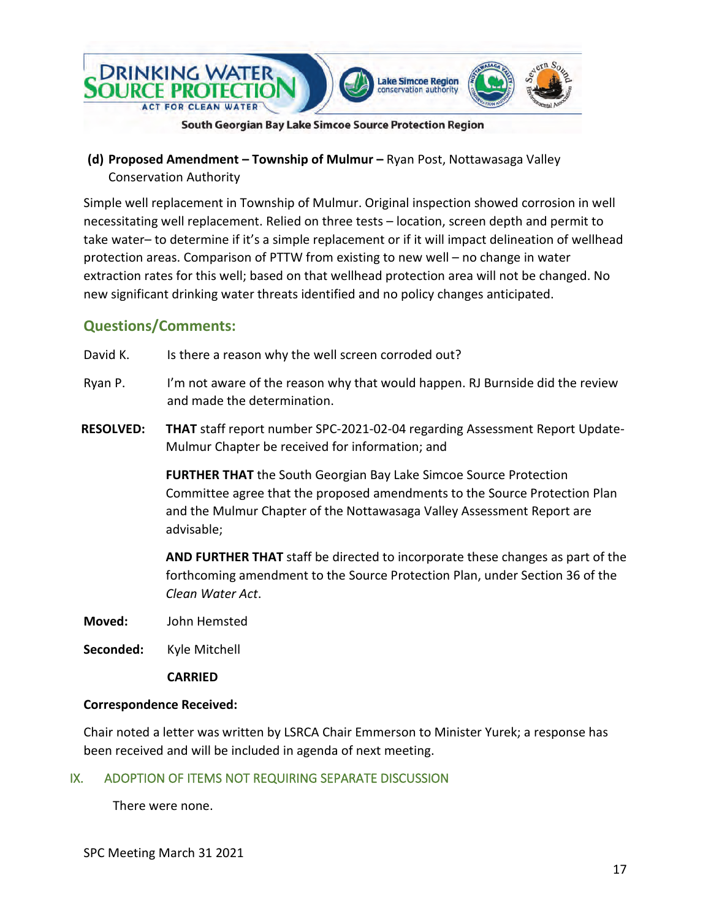**(d) Proposed Amendment – Township of Mulmur –** Ryan Post, Nottawasaga Valley Conservation Authority

Simple well replacement in Township of Mulmur. Original inspection showed corrosion in well necessitating well replacement. Relied on three tests – location, screen depth and permit to take water– to determine if it's a simple replacement or if it will impact delineation of wellhead protection areas. Comparison of PTTW from existing to new well – no change in water extraction rates for this well; based on that wellhead protection area will not be changed. No new significant drinking water threats identified and no policy changes anticipated.

## Questions/Comments:

David K. Is there a reason why the well screen corroded out?

Ryan P. I'm not aware of the reason why that would happen. RJ Burnside did the review and made the determination.

**RESOLVED:** **THAT** staff report number SPC-2021-02-04 regarding Assessment Report Update-Mulmur Chapter be received for information; and

**FURTHER THAT** the South Georgian Bay Lake Simcoe Source Protection Committee agree that the proposed amendments to the Source Protection Plan and the Mulmur Chapter of the Nottawasaga Valley Assessment Report are advisable;

**AND FURTHER THAT** staff be directed to incorporate these changes as part of the forthcoming amendment to the Source Protection Plan, under Section 36 of the *Clean Water Act*.

**Moved:** John Hemsted

**Seconded:** Kyle Mitchell

**CARRIED**

**Correspondence Received:**

Chair noted a letter was written by LSRCA Chair Emmerson to Minister Yurek; a response has been received and will be included in agenda of next meeting.

## IX. ADOPTION OF ITEMS NOT REQUIRING SEPARATE DISCUSSION

There were none.

SPC Meeting March 31 2021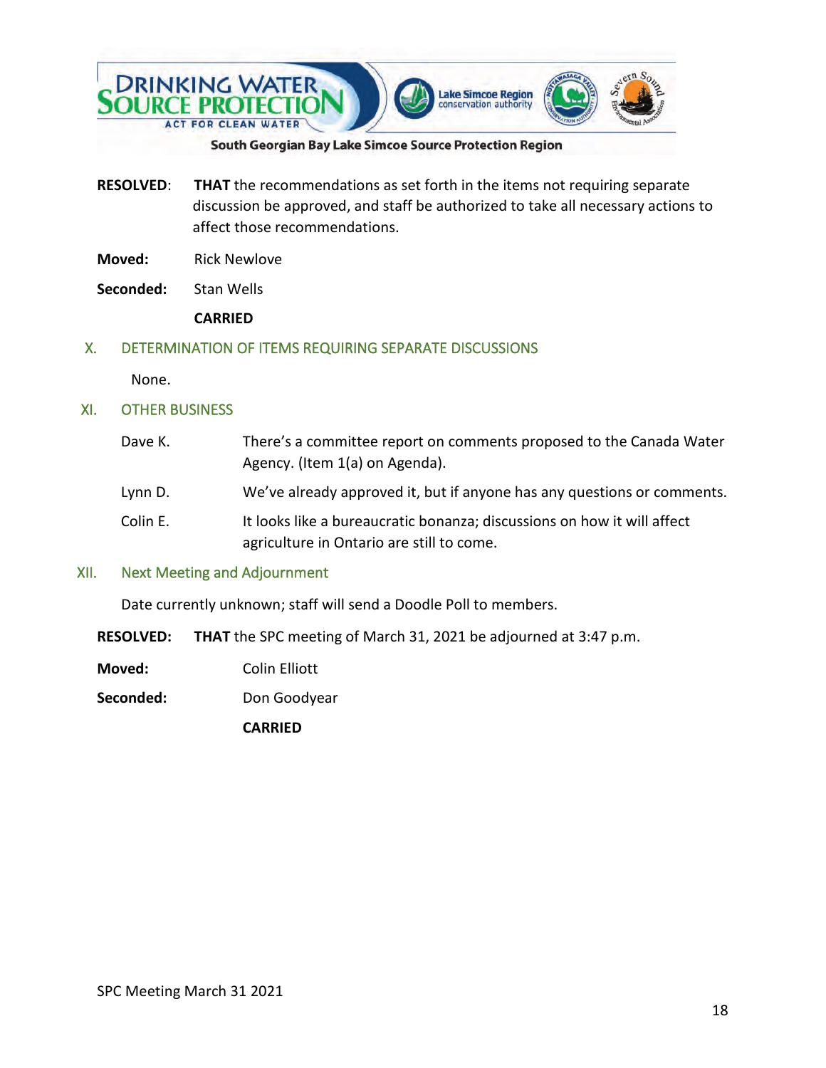**RESOLVED**: **THAT** the recommendations as set forth in the items not requiring separate discussion be approved, and staff be authorized to take all necessary actions to affect those recommendations.

**Moved:** Rick Newlove

**Seconded:** Stan Wells

**CARRIED**

## X. DETERMINATION OF ITEMS REQUIRING SEPARATE DISCUSSIONS

None.

## XI. OTHER BUSINESS

Dave K. There's a committee report on comments proposed to the Canada Water Agency. (Item 1(a) on Agenda).

Lynn D. We've already approved it, but if anyone has any questions or comments.

Colin E. It looks like a bureaucratic bonanza; discussions on how it will affect agriculture in Ontario are still to come.

## XII. Next Meeting and Adjournment

Date currently unknown; staff will send a Doodle Poll to members.

**RESOLVED:** **THAT** the SPC meeting of March 31, 2021 be adjourned at 3:47 p.m.

**Moved:** Colin Elliott

**Seconded:** Don Goodyear

**CARRIED**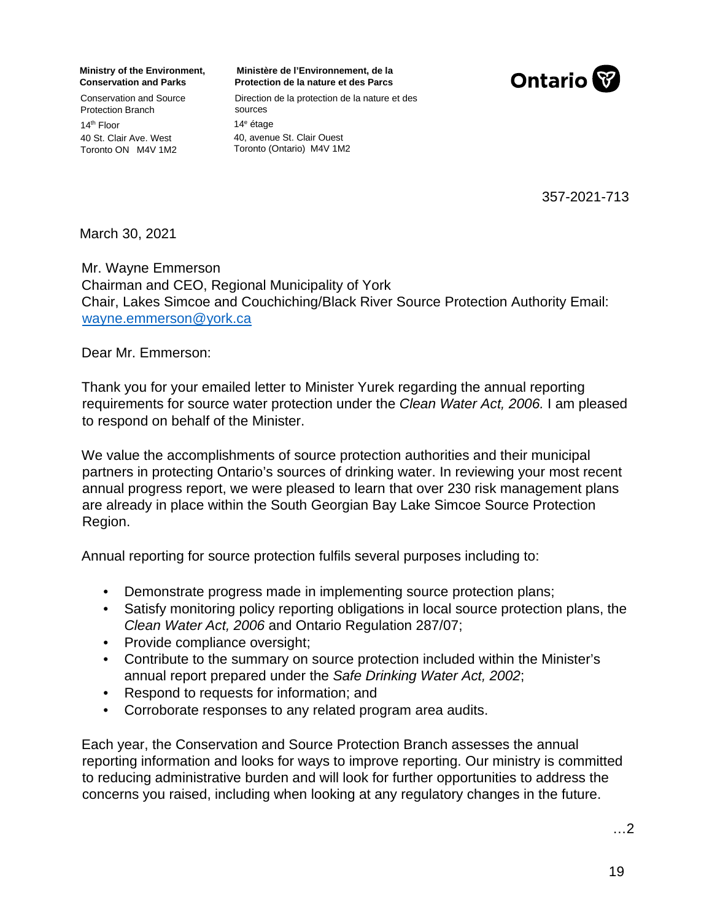**Ministry of the Environment, Conservation and Parks**

Conservation and Source Protection Branch

14th Floor
40 St. Clair Ave. West
Toronto ON M4V 1M2

**Ministère de l'Environnement, de la Protection de la nature et des Parcs**

Direction de la protection de la nature et des sources

14e étage
40, avenue St. Clair Ouest
Toronto (Ontario) M4V 1M2

Ontario

357-2021-713

March 30, 2021

Mr. Wayne Emmerson
Chairman and CEO, Regional Municipality of York
Chair, Lakes Simcoe and Couchiching/Black River Source Protection Authority Email: wayne.emmerson@york.ca

Dear Mr. Emmerson:

Thank you for your emailed letter to Minister Yurek regarding the annual reporting requirements for source water protection under the *Clean Water Act, 2006.* I am pleased to respond on behalf of the Minister.

We value the accomplishments of source protection authorities and their municipal partners in protecting Ontario's sources of drinking water. In reviewing your most recent annual progress report, we were pleased to learn that over 230 risk management plans are already in place within the South Georgian Bay Lake Simcoe Source Protection Region.

Annual reporting for source protection fulfils several purposes including to:

- Demonstrate progress made in implementing source protection plans;
- Satisfy monitoring policy reporting obligations in local source protection plans, the *Clean Water Act, 2006* and Ontario Regulation 287/07;
- Provide compliance oversight;
- Contribute to the summary on source protection included within the Minister's annual report prepared under the *Safe Drinking Water Act, 2002*;
- Respond to requests for information; and
- Corroborate responses to any related program area audits.

Each year, the Conservation and Source Protection Branch assesses the annual reporting information and looks for ways to improve reporting. Our ministry is committed to reducing administrative burden and will look for further opportunities to address the concerns you raised, including when looking at any regulatory changes in the future.

…2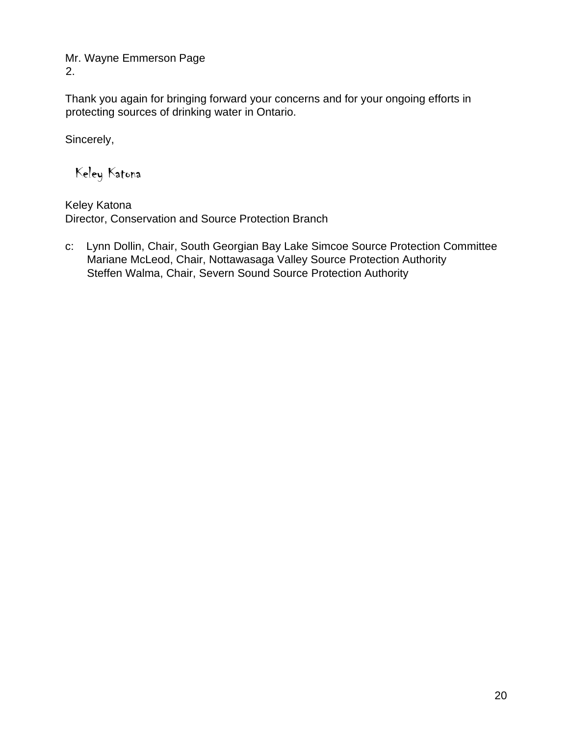Mr. Wayne Emmerson Page 2.

Thank you again for bringing forward your concerns and for your ongoing efforts in protecting sources of drinking water in Ontario.

Sincerely,

Keley Katona

Keley Katona
Director, Conservation and Source Protection Branch

c: Lynn Dollin, Chair, South Georgian Bay Lake Simcoe Source Protection Committee
Mariane McLeod, Chair, Nottawasaga Valley Source Protection Authority
Steffen Walma, Chair, Severn Sound Source Protection Authority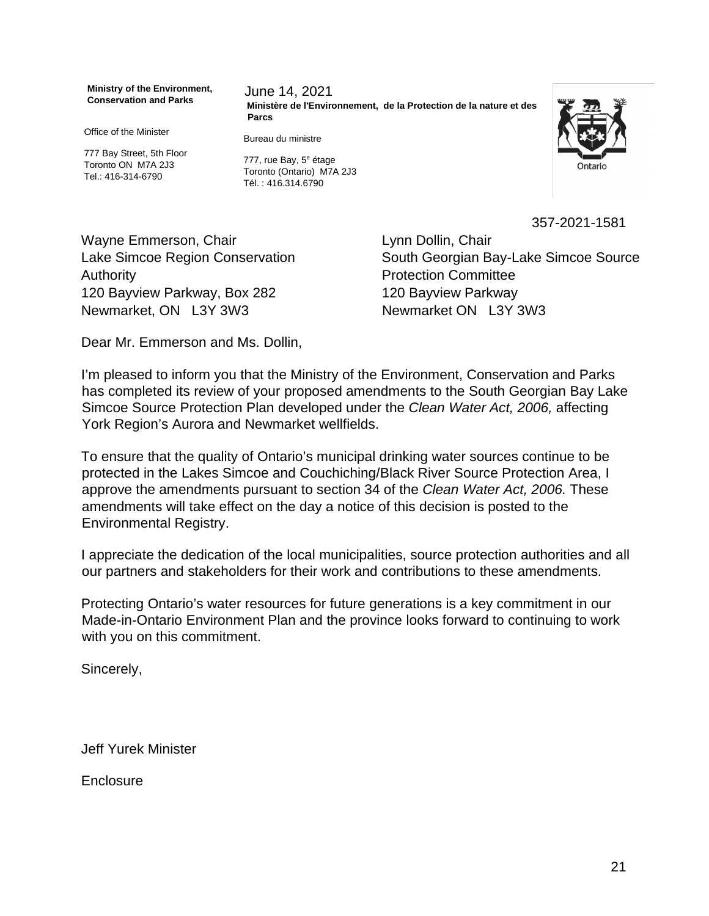**Ministry of the Environment, Conservation and Parks**

Office of the Minister

777 Bay Street, 5th Floor
Toronto ON M7A 2J3
Tel.: 416-314-6790

June 14, 2021

**Ministère de l'Environnement, de la Protection de la nature et des Parcs**

Bureau du ministre

777, rue Bay, 5e étage
Toronto (Ontario) M7A 2J3
Tél. : 416.314.6790

Ontario

357-2021-1581

Wayne Emmerson, Chair
Lake Simcoe Region Conservation Authority
120 Bayview Parkway, Box 282
Newmarket, ON L3Y 3W3

Lynn Dollin, Chair
South Georgian Bay-Lake Simcoe Source Protection Committee
120 Bayview Parkway
Newmarket ON L3Y 3W3

Dear Mr. Emmerson and Ms. Dollin,

I'm pleased to inform you that the Ministry of the Environment, Conservation and Parks has completed its review of your proposed amendments to the South Georgian Bay Lake Simcoe Source Protection Plan developed under the *Clean Water Act, 2006,* affecting York Region's Aurora and Newmarket wellfields.

To ensure that the quality of Ontario's municipal drinking water sources continue to be protected in the Lakes Simcoe and Couchiching/Black River Source Protection Area, I approve the amendments pursuant to section 34 of the *Clean Water Act, 2006.* These amendments will take effect on the day a notice of this decision is posted to the Environmental Registry.

I appreciate the dedication of the local municipalities, source protection authorities and all our partners and stakeholders for their work and contributions to these amendments.

Protecting Ontario's water resources for future generations is a key commitment in our Made-in-Ontario Environment Plan and the province looks forward to continuing to work with you on this commitment.

Sincerely,

Jeff Yurek Minister

Enclosure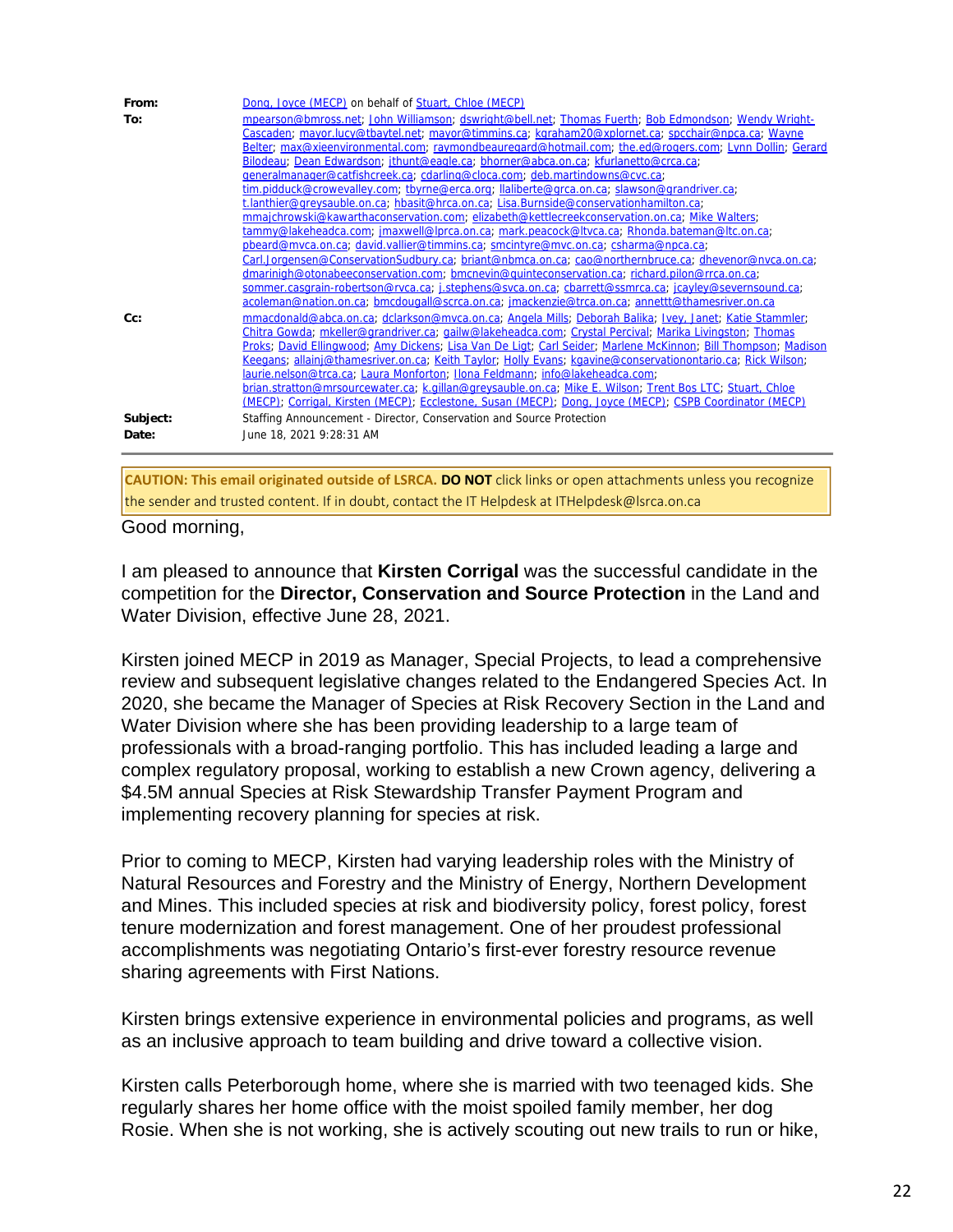**From:** Dong, Joyce (MECP) on behalf of Stuart, Chloe (MECP)

**To:** mpearson@bmross.net; John Williamson; dswright@bell.net; Thomas Fuerth; Bob Edmondson; Wendy Wright-Cascaden; mayor.lucy@tbaytel.net; mayor@timmins.ca; kgraham20@xplornet.ca; spcchair@npca.ca; Wayne Belter; max@xieenvironmental.com; raymondbeauregard@hotmail.com; the.ed@rogers.com; Lynn Dollin; Gerard Bilodeau; Dean Edwardson; jthunt@eagle.ca; bhorner@abca.on.ca; kfurlanetto@crca.ca; generalmanager@catfishcreek.ca; cdarling@cloca.com; deb.martindowns@cvc.ca; tim.pidduck@crowevalley.com; tbyrne@erca.org; llaliberte@grca.on.ca; slawson@grandriver.ca; t.lanthier@greysauble.on.ca; hbasit@hrca.on.ca; Lisa.Burnside@conservationhamilton.ca; mmajchrowski@kawarthaconservation.com; elizabeth@kettlecreekconservation.on.ca; Mike Walters; tammy@lakeheadca.com; jmaxwell@lprca.on.ca; mark.peacock@ltvca.ca; Rhonda.bateman@ltc.on.ca; pbeard@mvca.on.ca; david.vallier@timmins.ca; smcintyre@mvc.on.ca; csharma@npca.ca; Carl.Jorgensen@ConservationSudbury.ca; briant@nbmca.on.ca; cao@northernbruce.ca; dhevenor@nvca.on.ca; dmarinigh@otonabeeconservation.com; bmcnevin@quinteconservation.ca; richard.pilon@rrca.on.ca; sommer.casgrain-robertson@rvca.ca; j.stephens@svca.on.ca; cbarrett@ssmrca.ca; jcayley@severnsound.ca; acoleman@nation.on.ca; bmcdougall@scrca.on.ca; jmackenzie@trca.on.ca; annettt@thamesriver.on.ca

**Cc:** mmacdonald@abca.on.ca; dclarkson@mvca.on.ca; Angela Mills; Deborah Balika; Ivey, Janet; Katie Stammler; Chitra Gowda; mkeller@grandriver.ca; gailw@lakeheadca.com; Crystal Percival; Marika Livingston; Thomas Proks; David Ellingwood; Amy Dickens; Lisa Van De Ligt; Carl Seider; Marlene McKinnon; Bill Thompson; Madison Keegans; allainj@thamesriver.on.ca; Keith Taylor; Holly Evans; kgavine@conservationontario.ca; Rick Wilson; laurie.nelson@trca.ca; Laura Monforton; Ilona Feldmann; info@lakeheadca.com; brian.stratton@mrsourcewater.ca; k.gillan@greysauble.on.ca; Mike E. Wilson; Trent Bos LTC; Stuart, Chloe (MECP); Corrigal, Kirsten (MECP); Ecclestone, Susan (MECP); Dong, Joyce (MECP); CSPB Coordinator (MECP)

**Subject:** Staffing Announcement - Director, Conservation and Source Protection

**Date:** June 18, 2021 9:28:31 AM

---

**CAUTION: This email originated outside of LSRCA. DO NOT** click links or open attachments unless you recognize the sender and trusted content. If in doubt, contact the IT Helpdesk at ITHelpdesk@lsrca.on.ca

Good morning,

I am pleased to announce that **Kirsten Corrigal** was the successful candidate in the competition for the **Director, Conservation and Source Protection** in the Land and Water Division, effective June 28, 2021.

Kirsten joined MECP in 2019 as Manager, Special Projects, to lead a comprehensive review and subsequent legislative changes related to the Endangered Species Act. In 2020, she became the Manager of Species at Risk Recovery Section in the Land and Water Division where she has been providing leadership to a large team of professionals with a broad-ranging portfolio. This has included leading a large and complex regulatory proposal, working to establish a new Crown agency, delivering a $4.5M annual Species at Risk Stewardship Transfer Payment Program and implementing recovery planning for species at risk.

Prior to coming to MECP, Kirsten had varying leadership roles with the Ministry of Natural Resources and Forestry and the Ministry of Energy, Northern Development and Mines. This included species at risk and biodiversity policy, forest policy, forest tenure modernization and forest management. One of her proudest professional accomplishments was negotiating Ontario's first-ever forestry resource revenue sharing agreements with First Nations.

Kirsten brings extensive experience in environmental policies and programs, as well as an inclusive approach to team building and drive toward a collective vision.

Kirsten calls Peterborough home, where she is married with two teenaged kids. She regularly shares her home office with the moist spoiled family member, her dog Rosie. When she is not working, she is actively scouting out new trails to run or hike,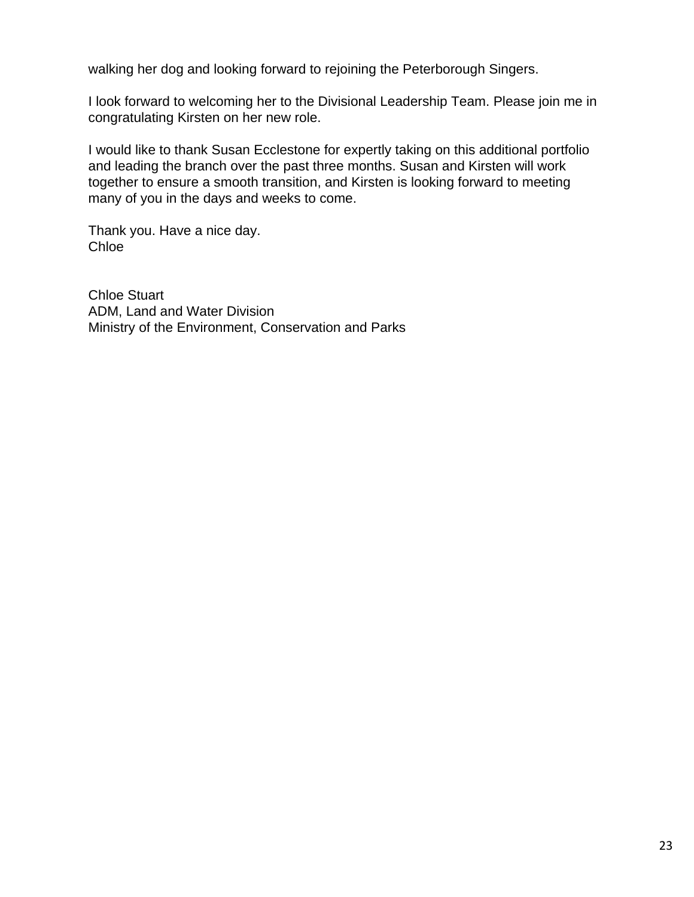walking her dog and looking forward to rejoining the Peterborough Singers.

I look forward to welcoming her to the Divisional Leadership Team. Please join me in congratulating Kirsten on her new role.

I would like to thank Susan Ecclestone for expertly taking on this additional portfolio and leading the branch over the past three months. Susan and Kirsten will work together to ensure a smooth transition, and Kirsten is looking forward to meeting many of you in the days and weeks to come.

Thank you. Have a nice day.
Chloe

Chloe Stuart
ADM, Land and Water Division
Ministry of the Environment, Conservation and Parks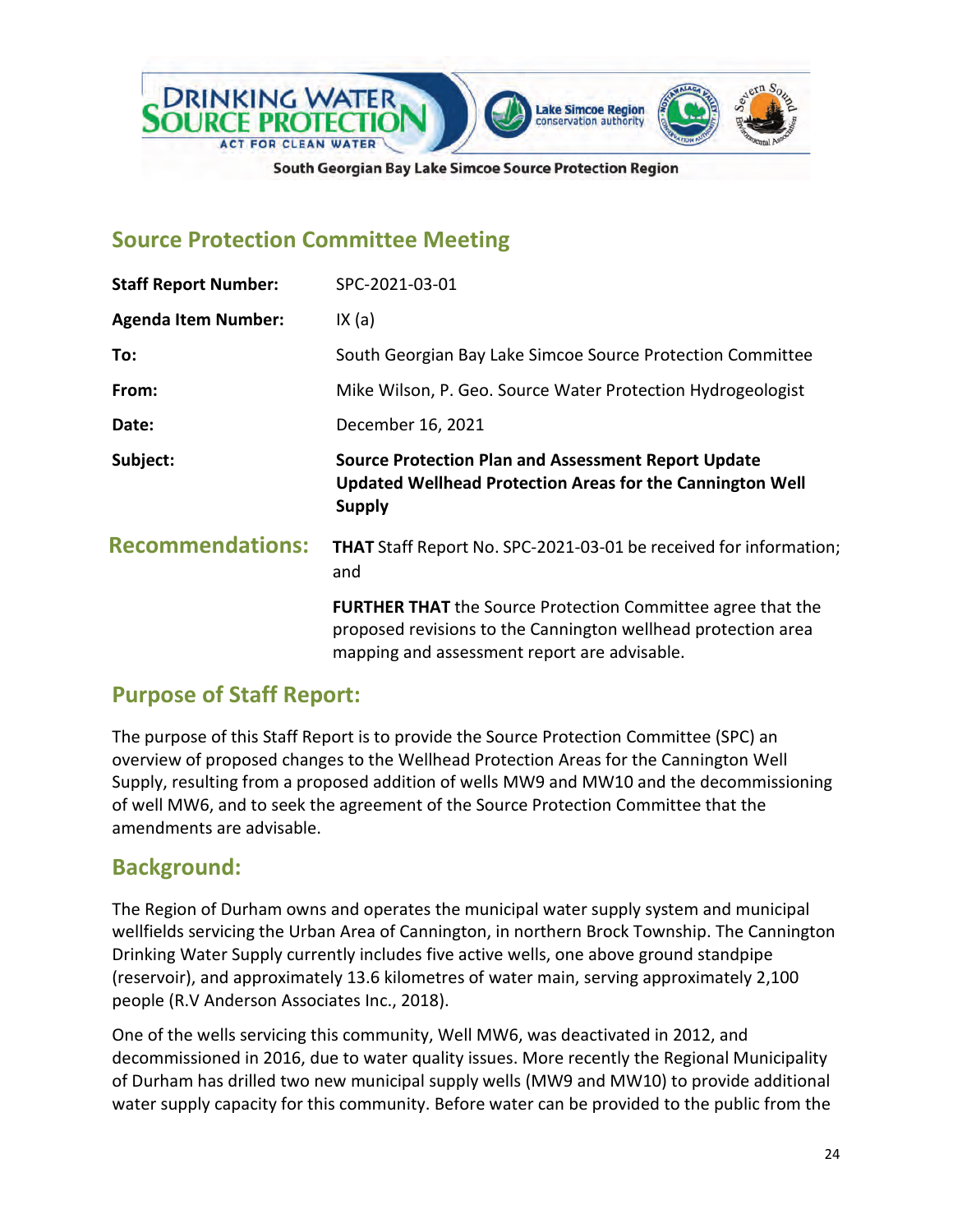## Source Protection Committee Meeting

| | |
|---|---|
| **Staff Report Number:** | SPC-2021-03-01 |
| **Agenda Item Number:** | IX (a) |
| **To:** | South Georgian Bay Lake Simcoe Source Protection Committee |
| **From:** | Mike Wilson, P. Geo. Source Water Protection Hydrogeologist |
| **Date:** | December 16, 2021 |
| **Subject:** | **Source Protection Plan and Assessment Report Update Updated Wellhead Protection Areas for the Cannington Well Supply** |

## Recommendations:

**THAT** Staff Report No. SPC-2021-03-01 be received for information; and

**FURTHER THAT** the Source Protection Committee agree that the proposed revisions to the Cannington wellhead protection area mapping and assessment report are advisable.

## Purpose of Staff Report:

The purpose of this Staff Report is to provide the Source Protection Committee (SPC) an overview of proposed changes to the Wellhead Protection Areas for the Cannington Well Supply, resulting from a proposed addition of wells MW9 and MW10 and the decommissioning of well MW6, and to seek the agreement of the Source Protection Committee that the amendments are advisable.

## Background:

The Region of Durham owns and operates the municipal water supply system and municipal wellfields servicing the Urban Area of Cannington, in northern Brock Township. The Cannington Drinking Water Supply currently includes five active wells, one above ground standpipe (reservoir), and approximately 13.6 kilometres of water main, serving approximately 2,100 people (R.V Anderson Associates Inc., 2018).

One of the wells servicing this community, Well MW6, was deactivated in 2012, and decommissioned in 2016, due to water quality issues. More recently the Regional Municipality of Durham has drilled two new municipal supply wells (MW9 and MW10) to provide additional water supply capacity for this community. Before water can be provided to the public from the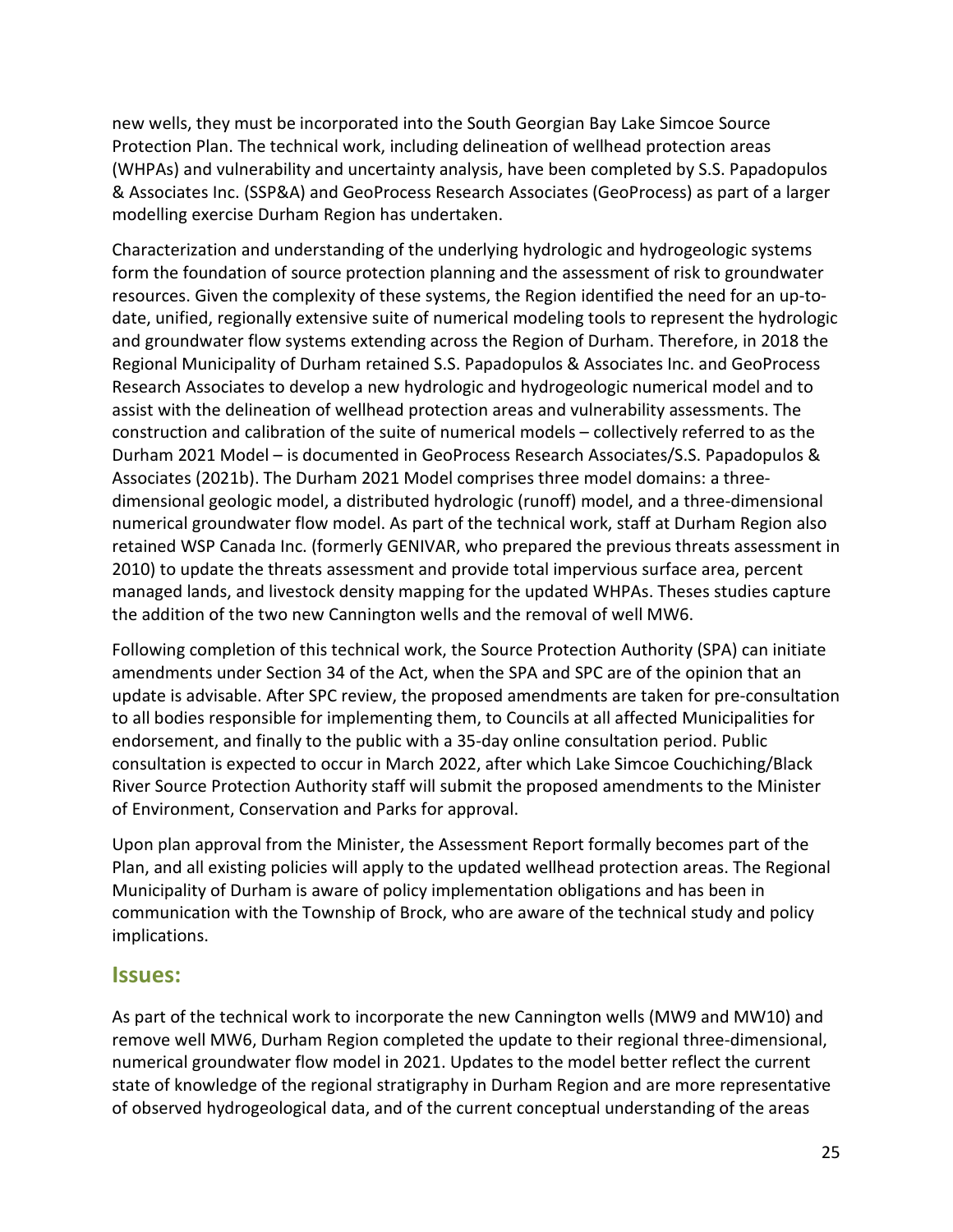new wells, they must be incorporated into the South Georgian Bay Lake Simcoe Source Protection Plan. The technical work, including delineation of wellhead protection areas (WHPAs) and vulnerability and uncertainty analysis, have been completed by S.S. Papadopulos & Associates Inc. (SSP&A) and GeoProcess Research Associates (GeoProcess) as part of a larger modelling exercise Durham Region has undertaken.

Characterization and understanding of the underlying hydrologic and hydrogeologic systems form the foundation of source protection planning and the assessment of risk to groundwater resources. Given the complexity of these systems, the Region identified the need for an up-to-date, unified, regionally extensive suite of numerical modeling tools to represent the hydrologic and groundwater flow systems extending across the Region of Durham. Therefore, in 2018 the Regional Municipality of Durham retained S.S. Papadopulos & Associates Inc. and GeoProcess Research Associates to develop a new hydrologic and hydrogeologic numerical model and to assist with the delineation of wellhead protection areas and vulnerability assessments. The construction and calibration of the suite of numerical models – collectively referred to as the Durham 2021 Model – is documented in GeoProcess Research Associates/S.S. Papadopulos & Associates (2021b). The Durham 2021 Model comprises three model domains: a three-dimensional geologic model, a distributed hydrologic (runoff) model, and a three-dimensional numerical groundwater flow model. As part of the technical work, staff at Durham Region also retained WSP Canada Inc. (formerly GENIVAR, who prepared the previous threats assessment in 2010) to update the threats assessment and provide total impervious surface area, percent managed lands, and livestock density mapping for the updated WHPAs. Theses studies capture the addition of the two new Cannington wells and the removal of well MW6.

Following completion of this technical work, the Source Protection Authority (SPA) can initiate amendments under Section 34 of the Act, when the SPA and SPC are of the opinion that an update is advisable. After SPC review, the proposed amendments are taken for pre-consultation to all bodies responsible for implementing them, to Councils at all affected Municipalities for endorsement, and finally to the public with a 35-day online consultation period. Public consultation is expected to occur in March 2022, after which Lake Simcoe Couchiching/Black River Source Protection Authority staff will submit the proposed amendments to the Minister of Environment, Conservation and Parks for approval.

Upon plan approval from the Minister, the Assessment Report formally becomes part of the Plan, and all existing policies will apply to the updated wellhead protection areas. The Regional Municipality of Durham is aware of policy implementation obligations and has been in communication with the Township of Brock, who are aware of the technical study and policy implications.

## Issues:

As part of the technical work to incorporate the new Cannington wells (MW9 and MW10) and remove well MW6, Durham Region completed the update to their regional three-dimensional, numerical groundwater flow model in 2021. Updates to the model better reflect the current state of knowledge of the regional stratigraphy in Durham Region and are more representative of observed hydrogeological data, and of the current conceptual understanding of the areas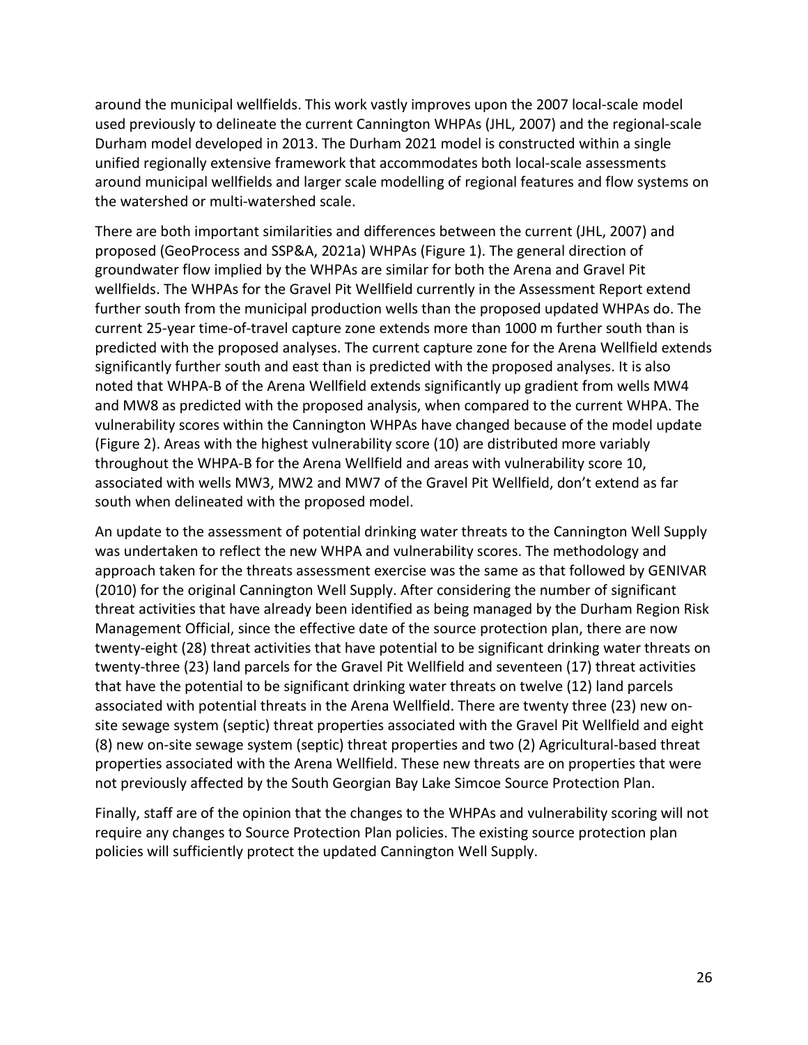around the municipal wellfields. This work vastly improves upon the 2007 local-scale model used previously to delineate the current Cannington WHPAs (JHL, 2007) and the regional-scale Durham model developed in 2013. The Durham 2021 model is constructed within a single unified regionally extensive framework that accommodates both local-scale assessments around municipal wellfields and larger scale modelling of regional features and flow systems on the watershed or multi-watershed scale.

There are both important similarities and differences between the current (JHL, 2007) and proposed (GeoProcess and SSP&A, 2021a) WHPAs (Figure 1). The general direction of groundwater flow implied by the WHPAs are similar for both the Arena and Gravel Pit wellfields. The WHPAs for the Gravel Pit Wellfield currently in the Assessment Report extend further south from the municipal production wells than the proposed updated WHPAs do. The current 25-year time-of-travel capture zone extends more than 1000 m further south than is predicted with the proposed analyses. The current capture zone for the Arena Wellfield extends significantly further south and east than is predicted with the proposed analyses. It is also noted that WHPA-B of the Arena Wellfield extends significantly up gradient from wells MW4 and MW8 as predicted with the proposed analysis, when compared to the current WHPA. The vulnerability scores within the Cannington WHPAs have changed because of the model update (Figure 2). Areas with the highest vulnerability score (10) are distributed more variably throughout the WHPA-B for the Arena Wellfield and areas with vulnerability score 10, associated with wells MW3, MW2 and MW7 of the Gravel Pit Wellfield, don't extend as far south when delineated with the proposed model.

An update to the assessment of potential drinking water threats to the Cannington Well Supply was undertaken to reflect the new WHPA and vulnerability scores. The methodology and approach taken for the threats assessment exercise was the same as that followed by GENIVAR (2010) for the original Cannington Well Supply. After considering the number of significant threat activities that have already been identified as being managed by the Durham Region Risk Management Official, since the effective date of the source protection plan, there are now twenty-eight (28) threat activities that have potential to be significant drinking water threats on twenty-three (23) land parcels for the Gravel Pit Wellfield and seventeen (17) threat activities that have the potential to be significant drinking water threats on twelve (12) land parcels associated with potential threats in the Arena Wellfield. There are twenty three (23) new on-site sewage system (septic) threat properties associated with the Gravel Pit Wellfield and eight (8) new on-site sewage system (septic) threat properties and two (2) Agricultural-based threat properties associated with the Arena Wellfield. These new threats are on properties that were not previously affected by the South Georgian Bay Lake Simcoe Source Protection Plan.

Finally, staff are of the opinion that the changes to the WHPAs and vulnerability scoring will not require any changes to Source Protection Plan policies. The existing source protection plan policies will sufficiently protect the updated Cannington Well Supply.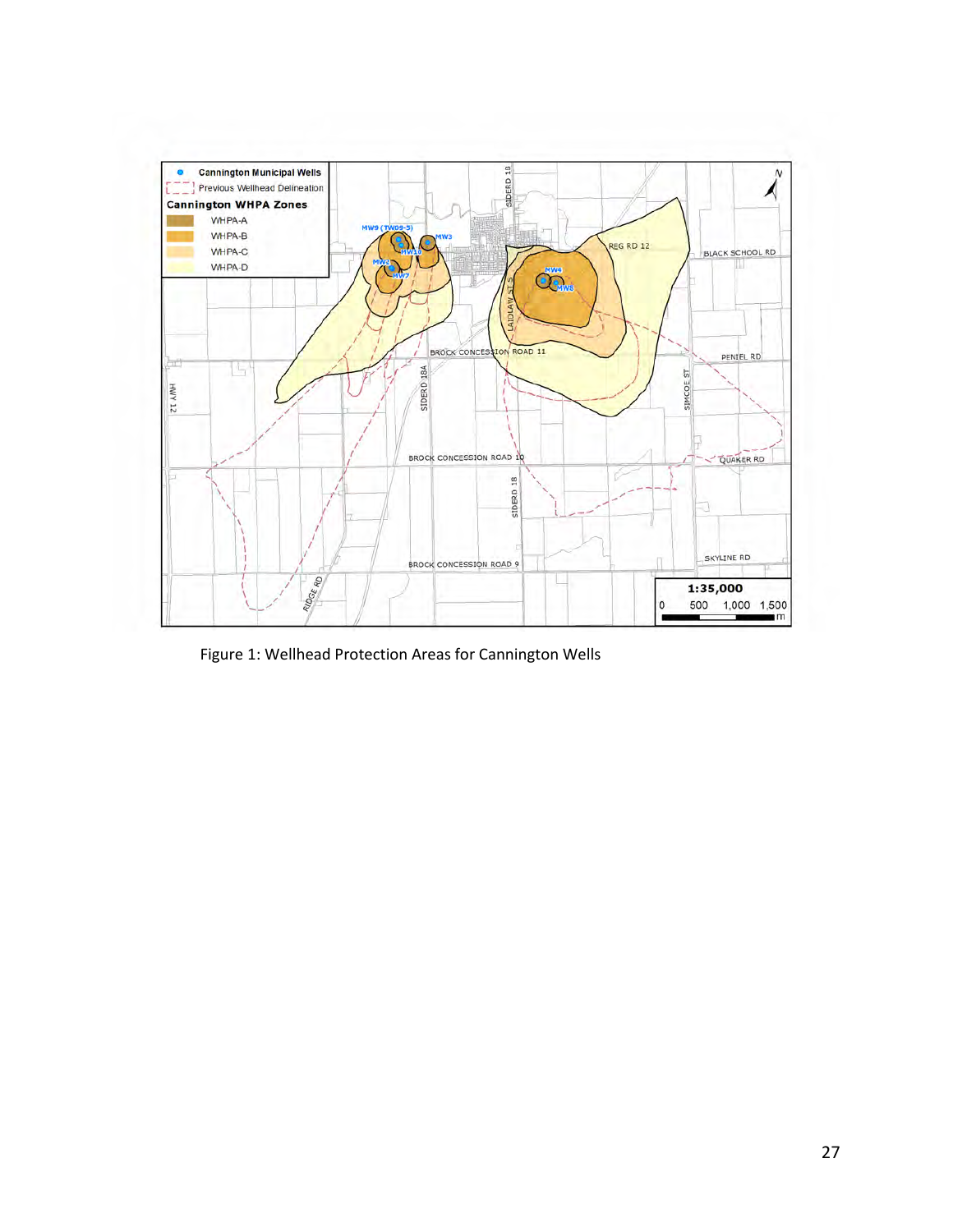Cannington Municipal Wells

Previous Wellhead Delineation

Cannington WHPA Zones

WHPA-A

WHPA-B

WHPA-C

WHPA-D

MW9 (TW09-5)

MW3

MW10

MW2

MW7

MW4

MW6

SIDERD 18

REG RD 12

BLACK SCHOOL RD

LAIDLAW ST S

BROCK CONCESSION ROAD 11

PENIEL RD

HWY 12

SIDERD 18A

SIMCOE ST

BROCK CONCESSION ROAD 10

QUAKER RD

SIDERD 18

BROCK CONCESSION ROAD 9

SKYLINE RD

RIDGE RD

N

1:35,000

0 500 1,000 1,500 m

Figure 1: Wellhead Protection Areas for Cannington Wells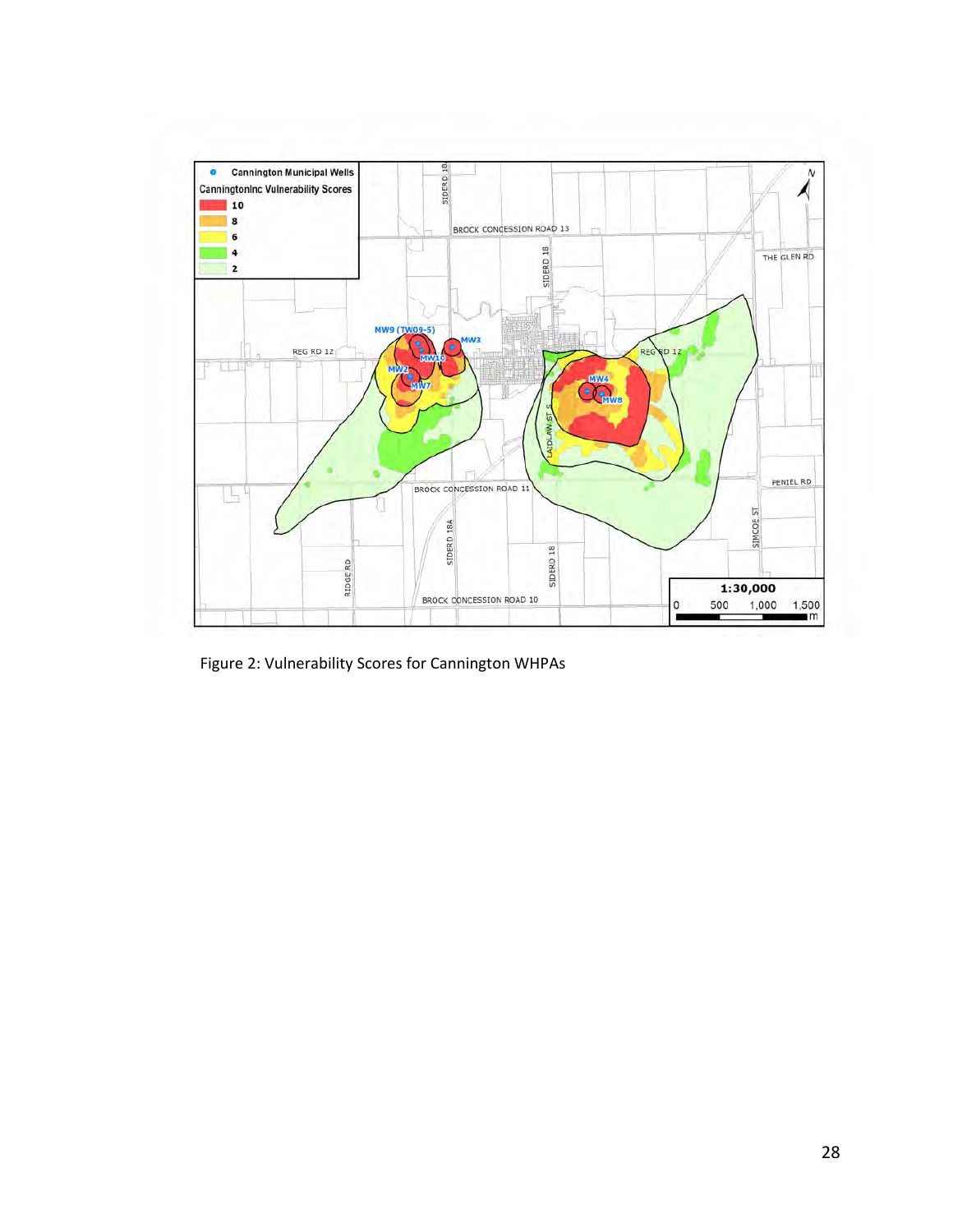Cannington Municipal Wells

CanningtonInc Vulnerability Scores

10

8

6

4

2

MW9 (TW09-5)

MW3

MW10

MW2

MW7

MW4

MW8

SIDERD 18A

BROCK CONCESSION ROAD 13

SIDERD 18

THE GLEN RD

REG RD 12

REG RD 12

LAIDLAW ST S

BROCK CONCESSION ROAD 11

PENIEL RD

SIMCOE ST

SIDERD 18A

SIDERD 18

RIDGE RD

BROCK CONCESSION ROAD 10

N

1:30,000

0 500 1,000 1,500 m

Figure 2: Vulnerability Scores for Cannington WHPAs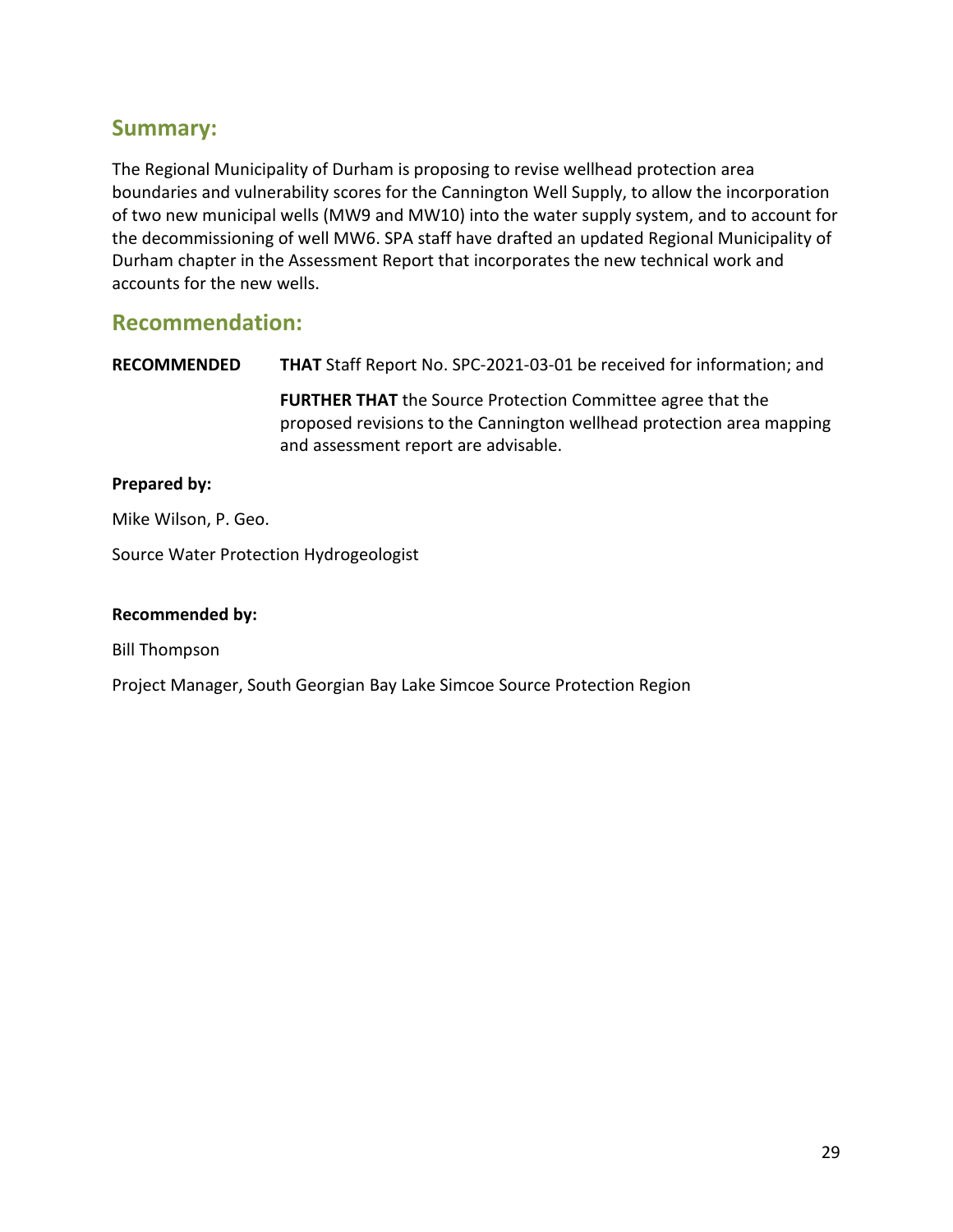## Summary:

The Regional Municipality of Durham is proposing to revise wellhead protection area boundaries and vulnerability scores for the Cannington Well Supply, to allow the incorporation of two new municipal wells (MW9 and MW10) into the water supply system, and to account for the decommissioning of well MW6. SPA staff have drafted an updated Regional Municipality of Durham chapter in the Assessment Report that incorporates the new technical work and accounts for the new wells.

## Recommendation:

**RECOMMENDED** **THAT** Staff Report No. SPC-2021-03-01 be received for information; and

**FURTHER THAT** the Source Protection Committee agree that the proposed revisions to the Cannington wellhead protection area mapping and assessment report are advisable.

**Prepared by:**

Mike Wilson, P. Geo.

Source Water Protection Hydrogeologist

**Recommended by:**

Bill Thompson

Project Manager, South Georgian Bay Lake Simcoe Source Protection Region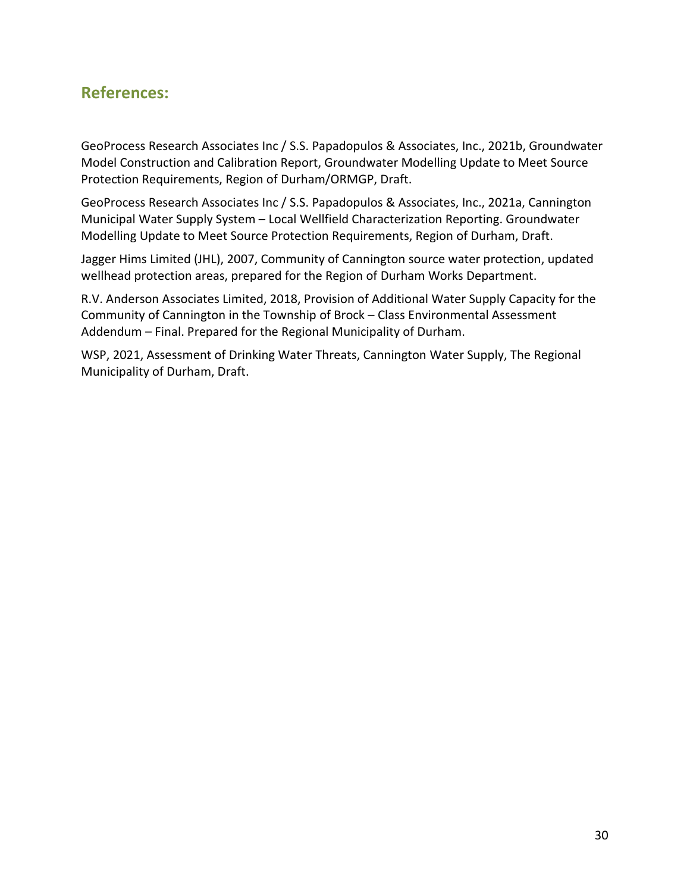## References:

GeoProcess Research Associates Inc / S.S. Papadopulos & Associates, Inc., 2021b, Groundwater Model Construction and Calibration Report, Groundwater Modelling Update to Meet Source Protection Requirements, Region of Durham/ORMGP, Draft.

GeoProcess Research Associates Inc / S.S. Papadopulos & Associates, Inc., 2021a, Cannington Municipal Water Supply System – Local Wellfield Characterization Reporting. Groundwater Modelling Update to Meet Source Protection Requirements, Region of Durham, Draft.

Jagger Hims Limited (JHL), 2007, Community of Cannington source water protection, updated wellhead protection areas, prepared for the Region of Durham Works Department.

R.V. Anderson Associates Limited, 2018, Provision of Additional Water Supply Capacity for the Community of Cannington in the Township of Brock – Class Environmental Assessment Addendum – Final. Prepared for the Regional Municipality of Durham.

WSP, 2021, Assessment of Drinking Water Threats, Cannington Water Supply, The Regional Municipality of Durham, Draft.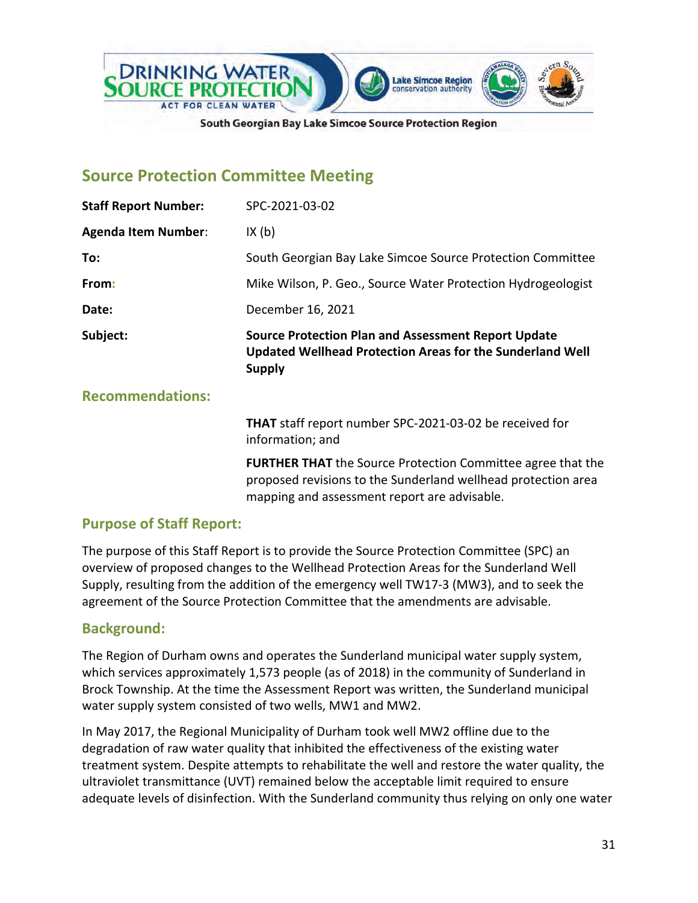South Georgian Bay Lake Simcoe Source Protection Region

## Source Protection Committee Meeting

| | |
|---|---|
| **Staff Report Number:** | SPC-2021-03-02 |
| **Agenda Item Number**: | IX (b) |
| **To:** | South Georgian Bay Lake Simcoe Source Protection Committee |
| **From:** | Mike Wilson, P. Geo., Source Water Protection Hydrogeologist |
| **Date:** | December 16, 2021 |
| **Subject:** | **Source Protection Plan and Assessment Report Update Updated Wellhead Protection Areas for the Sunderland Well Supply** |

### Recommendations:

**THAT** staff report number SPC-2021-03-02 be received for information; and

**FURTHER THAT** the Source Protection Committee agree that the proposed revisions to the Sunderland wellhead protection area mapping and assessment report are advisable.

### Purpose of Staff Report:

The purpose of this Staff Report is to provide the Source Protection Committee (SPC) an overview of proposed changes to the Wellhead Protection Areas for the Sunderland Well Supply, resulting from the addition of the emergency well TW17-3 (MW3), and to seek the agreement of the Source Protection Committee that the amendments are advisable.

### Background:

The Region of Durham owns and operates the Sunderland municipal water supply system, which services approximately 1,573 people (as of 2018) in the community of Sunderland in Brock Township. At the time the Assessment Report was written, the Sunderland municipal water supply system consisted of two wells, MW1 and MW2.

In May 2017, the Regional Municipality of Durham took well MW2 offline due to the degradation of raw water quality that inhibited the effectiveness of the existing water treatment system. Despite attempts to rehabilitate the well and restore the water quality, the ultraviolet transmittance (UVT) remained below the acceptable limit required to ensure adequate levels of disinfection. With the Sunderland community thus relying on only one water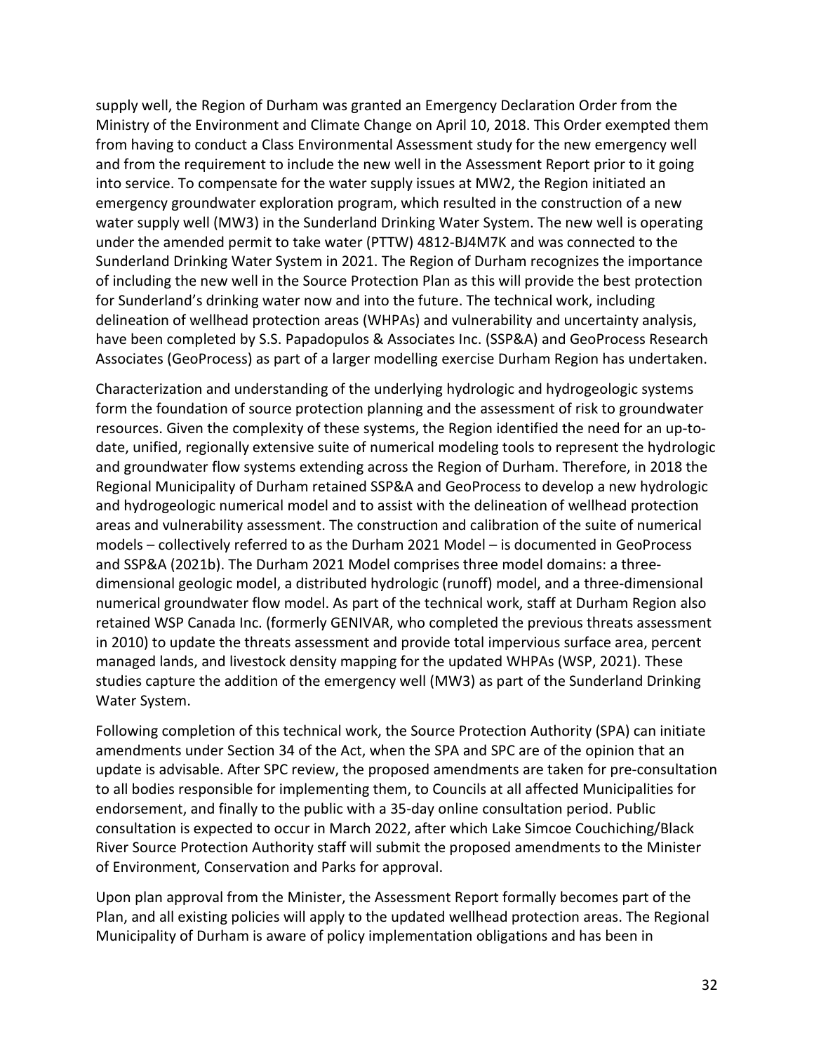supply well, the Region of Durham was granted an Emergency Declaration Order from the Ministry of the Environment and Climate Change on April 10, 2018. This Order exempted them from having to conduct a Class Environmental Assessment study for the new emergency well and from the requirement to include the new well in the Assessment Report prior to it going into service. To compensate for the water supply issues at MW2, the Region initiated an emergency groundwater exploration program, which resulted in the construction of a new water supply well (MW3) in the Sunderland Drinking Water System. The new well is operating under the amended permit to take water (PTTW) 4812-BJ4M7K and was connected to the Sunderland Drinking Water System in 2021. The Region of Durham recognizes the importance of including the new well in the Source Protection Plan as this will provide the best protection for Sunderland's drinking water now and into the future. The technical work, including delineation of wellhead protection areas (WHPAs) and vulnerability and uncertainty analysis, have been completed by S.S. Papadopulos & Associates Inc. (SSP&A) and GeoProcess Research Associates (GeoProcess) as part of a larger modelling exercise Durham Region has undertaken.

Characterization and understanding of the underlying hydrologic and hydrogeologic systems form the foundation of source protection planning and the assessment of risk to groundwater resources. Given the complexity of these systems, the Region identified the need for an up-to-date, unified, regionally extensive suite of numerical modeling tools to represent the hydrologic and groundwater flow systems extending across the Region of Durham. Therefore, in 2018 the Regional Municipality of Durham retained SSP&A and GeoProcess to develop a new hydrologic and hydrogeologic numerical model and to assist with the delineation of wellhead protection areas and vulnerability assessment. The construction and calibration of the suite of numerical models – collectively referred to as the Durham 2021 Model – is documented in GeoProcess and SSP&A (2021b). The Durham 2021 Model comprises three model domains: a three-dimensional geologic model, a distributed hydrologic (runoff) model, and a three-dimensional numerical groundwater flow model. As part of the technical work, staff at Durham Region also retained WSP Canada Inc. (formerly GENIVAR, who completed the previous threats assessment in 2010) to update the threats assessment and provide total impervious surface area, percent managed lands, and livestock density mapping for the updated WHPAs (WSP, 2021). These studies capture the addition of the emergency well (MW3) as part of the Sunderland Drinking Water System.

Following completion of this technical work, the Source Protection Authority (SPA) can initiate amendments under Section 34 of the Act, when the SPA and SPC are of the opinion that an update is advisable. After SPC review, the proposed amendments are taken for pre-consultation to all bodies responsible for implementing them, to Councils at all affected Municipalities for endorsement, and finally to the public with a 35-day online consultation period. Public consultation is expected to occur in March 2022, after which Lake Simcoe Couchiching/Black River Source Protection Authority staff will submit the proposed amendments to the Minister of Environment, Conservation and Parks for approval.

Upon plan approval from the Minister, the Assessment Report formally becomes part of the Plan, and all existing policies will apply to the updated wellhead protection areas. The Regional Municipality of Durham is aware of policy implementation obligations and has been in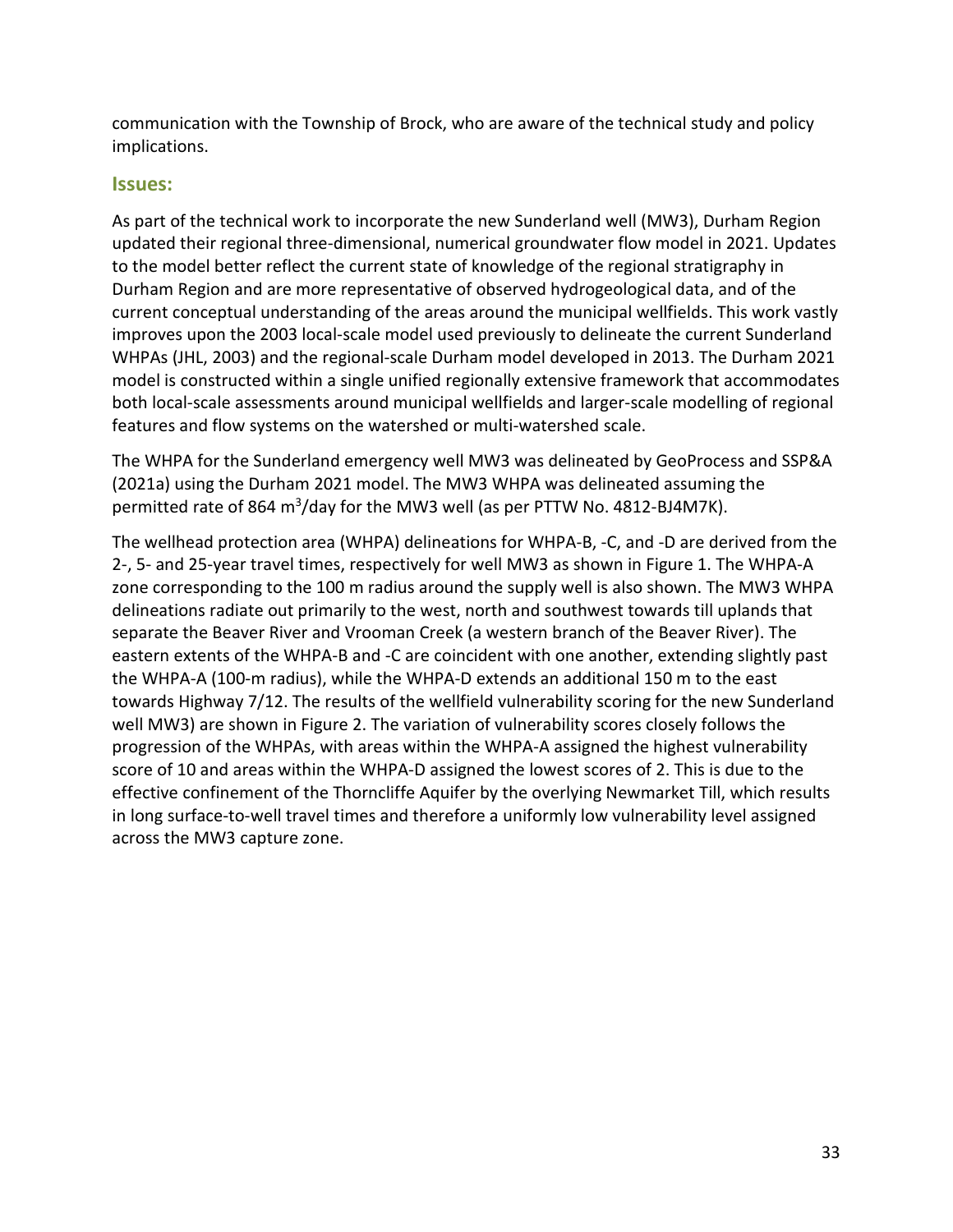communication with the Township of Brock, who are aware of the technical study and policy implications.

## Issues:

As part of the technical work to incorporate the new Sunderland well (MW3), Durham Region updated their regional three-dimensional, numerical groundwater flow model in 2021. Updates to the model better reflect the current state of knowledge of the regional stratigraphy in Durham Region and are more representative of observed hydrogeological data, and of the current conceptual understanding of the areas around the municipal wellfields. This work vastly improves upon the 2003 local-scale model used previously to delineate the current Sunderland WHPAs (JHL, 2003) and the regional-scale Durham model developed in 2013. The Durham 2021 model is constructed within a single unified regionally extensive framework that accommodates both local-scale assessments around municipal wellfields and larger-scale modelling of regional features and flow systems on the watershed or multi-watershed scale.

The WHPA for the Sunderland emergency well MW3 was delineated by GeoProcess and SSP&A (2021a) using the Durham 2021 model. The MW3 WHPA was delineated assuming the permitted rate of 864 $m^3$/day for the MW3 well (as per PTTW No. 4812-BJ4M7K).

The wellhead protection area (WHPA) delineations for WHPA-B, -C, and -D are derived from the 2-, 5- and 25-year travel times, respectively for well MW3 as shown in Figure 1. The WHPA-A zone corresponding to the 100 m radius around the supply well is also shown. The MW3 WHPA delineations radiate out primarily to the west, north and southwest towards till uplands that separate the Beaver River and Vrooman Creek (a western branch of the Beaver River). The eastern extents of the WHPA-B and -C are coincident with one another, extending slightly past the WHPA-A (100-m radius), while the WHPA-D extends an additional 150 m to the east towards Highway 7/12. The results of the wellfield vulnerability scoring for the new Sunderland well MW3) are shown in Figure 2. The variation of vulnerability scores closely follows the progression of the WHPAs, with areas within the WHPA-A assigned the highest vulnerability score of 10 and areas within the WHPA-D assigned the lowest scores of 2. This is due to the effective confinement of the Thorncliffe Aquifer by the overlying Newmarket Till, which results in long surface-to-well travel times and therefore a uniformly low vulnerability level assigned across the MW3 capture zone.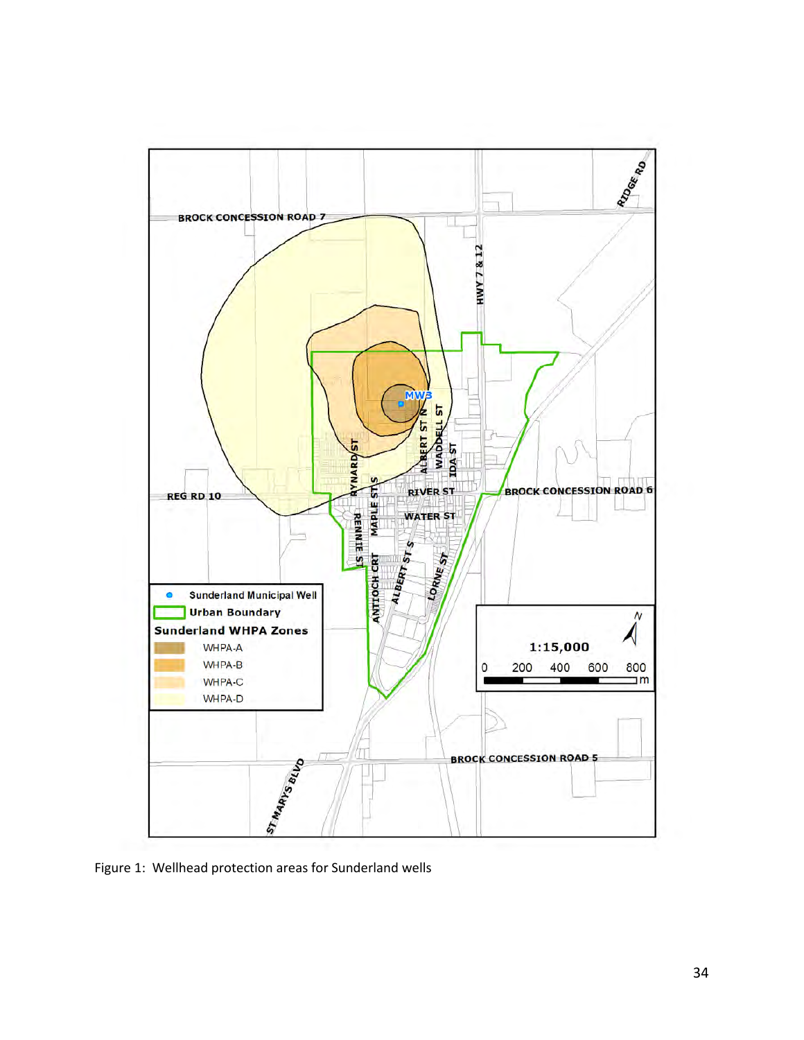BROCK CONCESSION ROAD 7

RIDGE RD

HWY 7 & 12

MW3

REYNARD ST

MAPLE ST S

ALBERT ST N

WADDELL ST

IDA ST

RIVER ST

WATER ST

REG RD 10

BROCK CONCESSION ROAD 6

RENNIE ST

ANTIOCH CRT

ALBERT ST S

LORNE ST

Sunderland Municipal Well

Urban Boundary

Sunderland WHPA Zones

WHPA-A

WHPA-B

WHPA-C

WHPA-D

1:15,000

0 200 400 600 800

m

N

BROCK CONCESSION ROAD 5

ST MARYS BLVD

Figure 1: Wellhead protection areas for Sunderland wells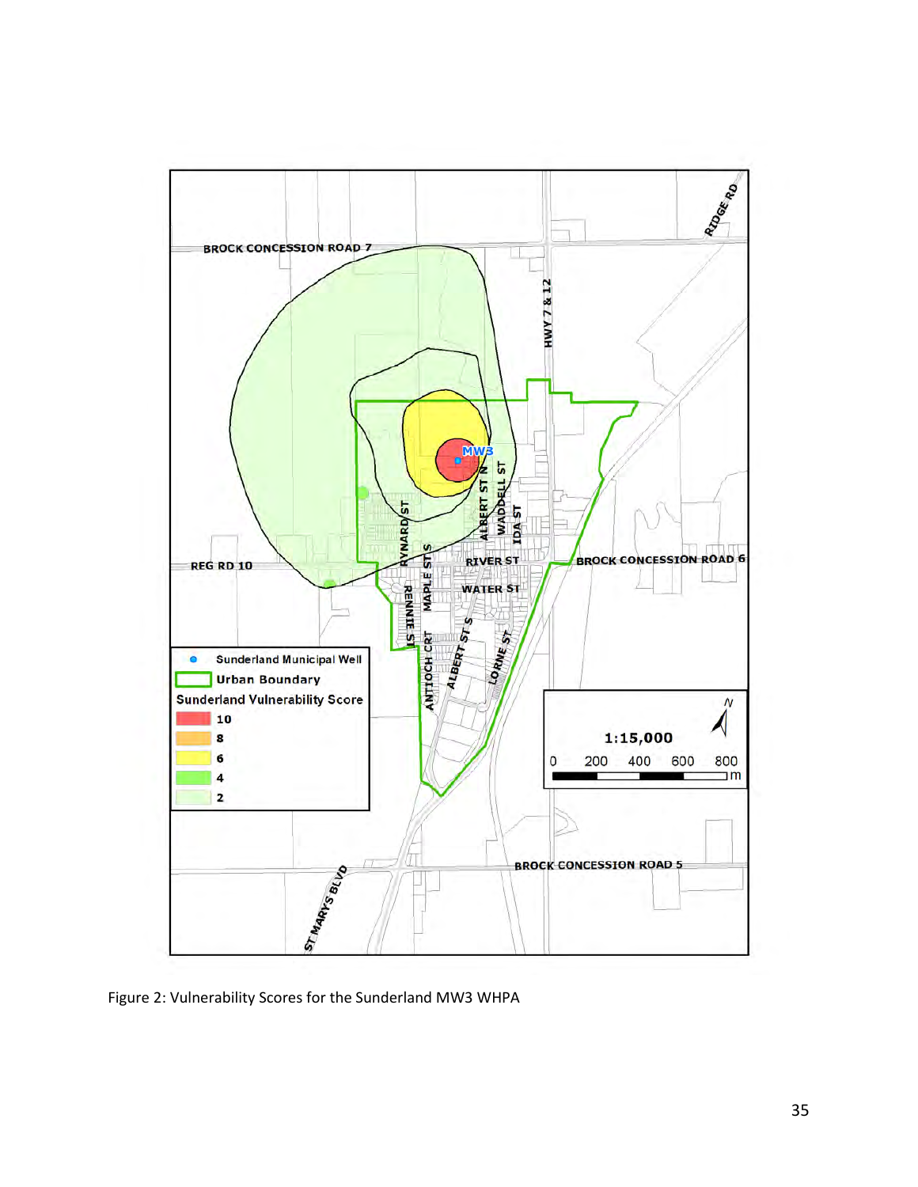BROCK CONCESSION ROAD 7

RIDGE RD

HWY 7 & 12

MW3

RYNARD ST

ALBERT ST N

WADDELL ST

IDA ST

MAPLE ST S

RIVER ST

REG RD 10

BROCK CONCESSION ROAD 6

WATER ST

RENNIE ST

ANTIOCH CRT

ALBERT ST S

LORNE ST

Sunderland Municipal Well

Urban Boundary

Sunderland Vulnerability Score

10

8

6

4

2

1:15,000

0 200 400 600 800 m

N

BROCK CONCESSION ROAD 5

ST MARYS BLVD

Figure 2: Vulnerability Scores for the Sunderland MW3 WHPA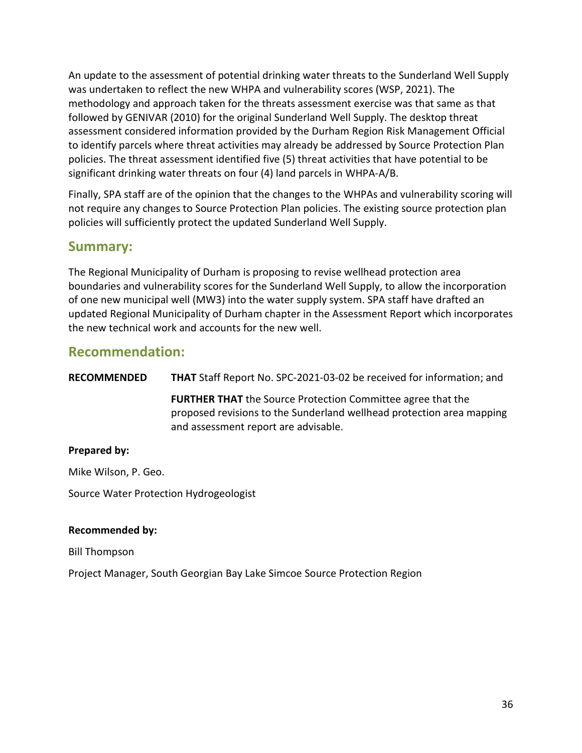An update to the assessment of potential drinking water threats to the Sunderland Well Supply was undertaken to reflect the new WHPA and vulnerability scores (WSP, 2021). The methodology and approach taken for the threats assessment exercise was that same as that followed by GENIVAR (2010) for the original Sunderland Well Supply. The desktop threat assessment considered information provided by the Durham Region Risk Management Official to identify parcels where threat activities may already be addressed by Source Protection Plan policies. The threat assessment identified five (5) threat activities that have potential to be significant drinking water threats on four (4) land parcels in WHPA-A/B.

Finally, SPA staff are of the opinion that the changes to the WHPAs and vulnerability scoring will not require any changes to Source Protection Plan policies. The existing source protection plan policies will sufficiently protect the updated Sunderland Well Supply.

## Summary:

The Regional Municipality of Durham is proposing to revise wellhead protection area boundaries and vulnerability scores for the Sunderland Well Supply, to allow the incorporation of one new municipal well (MW3) into the water supply system. SPA staff have drafted an updated Regional Municipality of Durham chapter in the Assessment Report which incorporates the new technical work and accounts for the new well.

## Recommendation:

**RECOMMENDED** **THAT** Staff Report No. SPC-2021-03-02 be received for information; and

**FURTHER THAT** the Source Protection Committee agree that the proposed revisions to the Sunderland wellhead protection area mapping and assessment report are advisable.

**Prepared by:**

Mike Wilson, P. Geo.

Source Water Protection Hydrogeologist

**Recommended by:**

Bill Thompson

Project Manager, South Georgian Bay Lake Simcoe Source Protection Region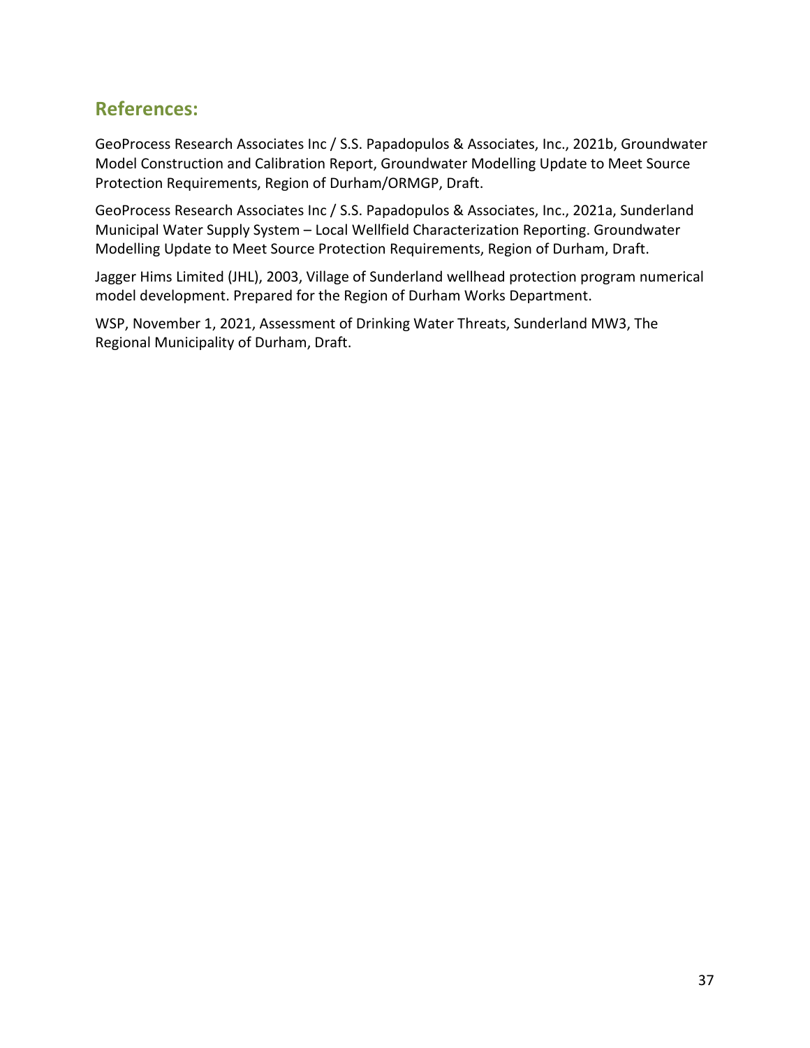## References:

GeoProcess Research Associates Inc / S.S. Papadopulos & Associates, Inc., 2021b, Groundwater Model Construction and Calibration Report, Groundwater Modelling Update to Meet Source Protection Requirements, Region of Durham/ORMGP, Draft.

GeoProcess Research Associates Inc / S.S. Papadopulos & Associates, Inc., 2021a, Sunderland Municipal Water Supply System – Local Wellfield Characterization Reporting. Groundwater Modelling Update to Meet Source Protection Requirements, Region of Durham, Draft.

Jagger Hims Limited (JHL), 2003, Village of Sunderland wellhead protection program numerical model development. Prepared for the Region of Durham Works Department.

WSP, November 1, 2021, Assessment of Drinking Water Threats, Sunderland MW3, The Regional Municipality of Durham, Draft.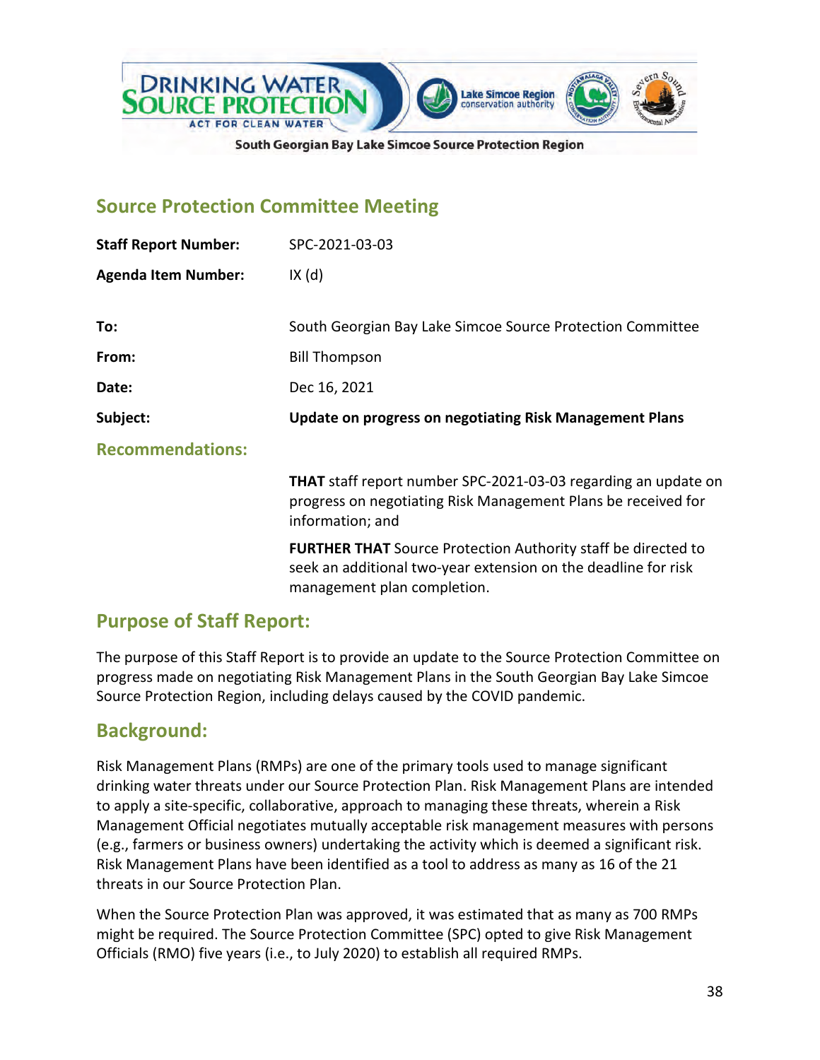South Georgian Bay Lake Simcoe Source Protection Region

## Source Protection Committee Meeting

| | |
|---|---|
| **Staff Report Number:** | SPC-2021-03-03 |
| **Agenda Item Number:** | IX (d) |
| **To:** | South Georgian Bay Lake Simcoe Source Protection Committee |
| **From:** | Bill Thompson |
| **Date:** | Dec 16, 2021 |
| **Subject:** | **Update on progress on negotiating Risk Management Plans** |

## Recommendations:

**THAT** staff report number SPC-2021-03-03 regarding an update on progress on negotiating Risk Management Plans be received for information; and

**FURTHER THAT** Source Protection Authority staff be directed to seek an additional two-year extension on the deadline for risk management plan completion.

## Purpose of Staff Report:

The purpose of this Staff Report is to provide an update to the Source Protection Committee on progress made on negotiating Risk Management Plans in the South Georgian Bay Lake Simcoe Source Protection Region, including delays caused by the COVID pandemic.

## Background:

Risk Management Plans (RMPs) are one of the primary tools used to manage significant drinking water threats under our Source Protection Plan. Risk Management Plans are intended to apply a site-specific, collaborative, approach to managing these threats, wherein a Risk Management Official negotiates mutually acceptable risk management measures with persons (e.g., farmers or business owners) undertaking the activity which is deemed a significant risk. Risk Management Plans have been identified as a tool to address as many as 16 of the 21 threats in our Source Protection Plan.

When the Source Protection Plan was approved, it was estimated that as many as 700 RMPs might be required. The Source Protection Committee (SPC) opted to give Risk Management Officials (RMO) five years (i.e., to July 2020) to establish all required RMPs.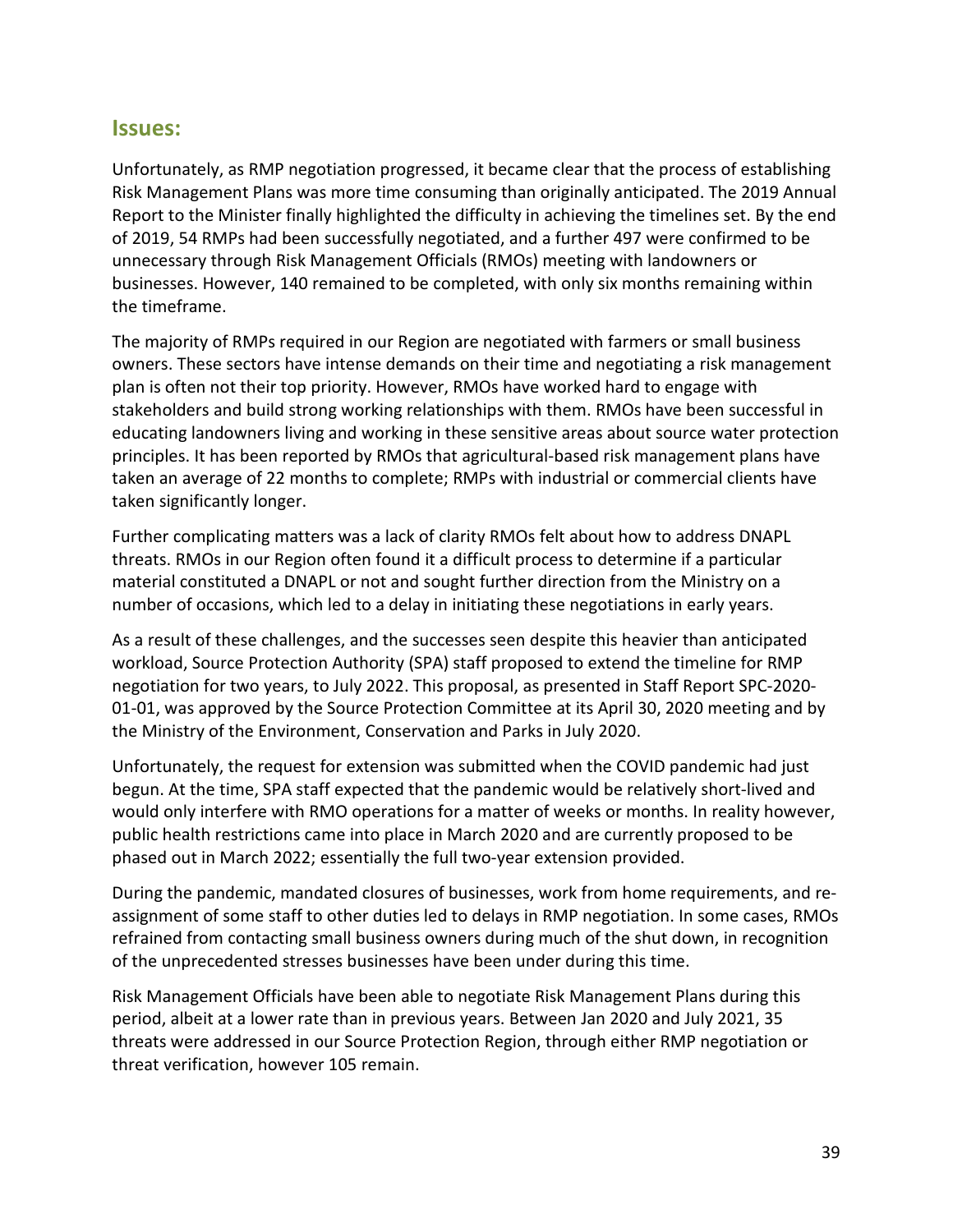## Issues:

Unfortunately, as RMP negotiation progressed, it became clear that the process of establishing Risk Management Plans was more time consuming than originally anticipated. The 2019 Annual Report to the Minister finally highlighted the difficulty in achieving the timelines set. By the end of 2019, 54 RMPs had been successfully negotiated, and a further 497 were confirmed to be unnecessary through Risk Management Officials (RMOs) meeting with landowners or businesses. However, 140 remained to be completed, with only six months remaining within the timeframe.

The majority of RMPs required in our Region are negotiated with farmers or small business owners. These sectors have intense demands on their time and negotiating a risk management plan is often not their top priority. However, RMOs have worked hard to engage with stakeholders and build strong working relationships with them. RMOs have been successful in educating landowners living and working in these sensitive areas about source water protection principles. It has been reported by RMOs that agricultural-based risk management plans have taken an average of 22 months to complete; RMPs with industrial or commercial clients have taken significantly longer.

Further complicating matters was a lack of clarity RMOs felt about how to address DNAPL threats. RMOs in our Region often found it a difficult process to determine if a particular material constituted a DNAPL or not and sought further direction from the Ministry on a number of occasions, which led to a delay in initiating these negotiations in early years.

As a result of these challenges, and the successes seen despite this heavier than anticipated workload, Source Protection Authority (SPA) staff proposed to extend the timeline for RMP negotiation for two years, to July 2022. This proposal, as presented in Staff Report SPC-2020-01-01, was approved by the Source Protection Committee at its April 30, 2020 meeting and by the Ministry of the Environment, Conservation and Parks in July 2020.

Unfortunately, the request for extension was submitted when the COVID pandemic had just begun. At the time, SPA staff expected that the pandemic would be relatively short-lived and would only interfere with RMO operations for a matter of weeks or months. In reality however, public health restrictions came into place in March 2020 and are currently proposed to be phased out in March 2022; essentially the full two-year extension provided.

During the pandemic, mandated closures of businesses, work from home requirements, and re-assignment of some staff to other duties led to delays in RMP negotiation. In some cases, RMOs refrained from contacting small business owners during much of the shut down, in recognition of the unprecedented stresses businesses have been under during this time.

Risk Management Officials have been able to negotiate Risk Management Plans during this period, albeit at a lower rate than in previous years. Between Jan 2020 and July 2021, 35 threats were addressed in our Source Protection Region, through either RMP negotiation or threat verification, however 105 remain.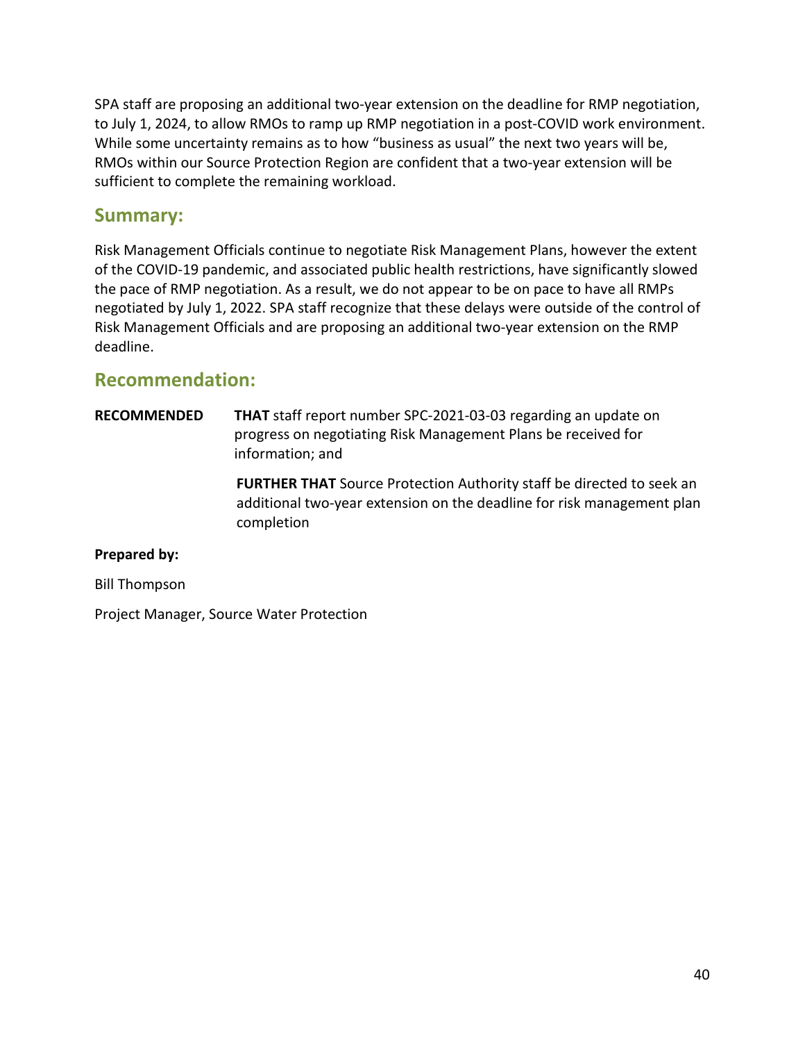SPA staff are proposing an additional two-year extension on the deadline for RMP negotiation, to July 1, 2024, to allow RMOs to ramp up RMP negotiation in a post-COVID work environment. While some uncertainty remains as to how “business as usual” the next two years will be, RMOs within our Source Protection Region are confident that a two-year extension will be sufficient to complete the remaining workload.

## Summary:

Risk Management Officials continue to negotiate Risk Management Plans, however the extent of the COVID-19 pandemic, and associated public health restrictions, have significantly slowed the pace of RMP negotiation. As a result, we do not appear to be on pace to have all RMPs negotiated by July 1, 2022. SPA staff recognize that these delays were outside of the control of Risk Management Officials and are proposing an additional two-year extension on the RMP deadline.

## Recommendation:

**RECOMMENDED** **THAT** staff report number SPC-2021-03-03 regarding an update on progress on negotiating Risk Management Plans be received for information; and

**FURTHER THAT** Source Protection Authority staff be directed to seek an additional two-year extension on the deadline for risk management plan completion

**Prepared by:**

Bill Thompson

Project Manager, Source Water Protection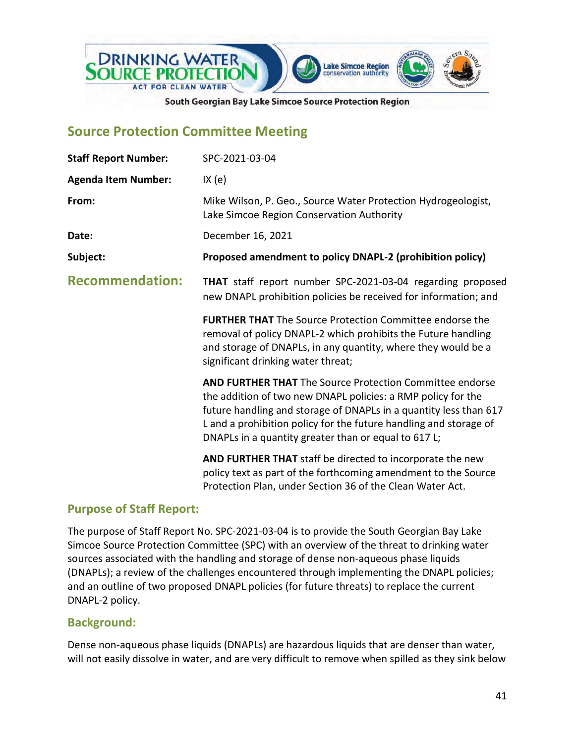South Georgian Bay Lake Simcoe Source Protection Region

## Source Protection Committee Meeting

| | |
|---|---|
| **Staff Report Number:** | SPC-2021-03-04 |
| **Agenda Item Number:** | IX (e) |
| **From:** | Mike Wilson, P. Geo., Source Water Protection Hydrogeologist, Lake Simcoe Region Conservation Authority |
| **Date:** | December 16, 2021 |
| **Subject:** | **Proposed amendment to policy DNAPL-2 (prohibition policy)** |

## Recommendation:

**THAT** staff report number SPC-2021-03-04 regarding proposed new DNAPL prohibition policies be received for information; and

**FURTHER THAT** The Source Protection Committee endorse the removal of policy DNAPL-2 which prohibits the Future handling and storage of DNAPLs, in any quantity, where they would be a significant drinking water threat;

**AND FURTHER THAT** The Source Protection Committee endorse the addition of two new DNAPL policies: a RMP policy for the future handling and storage of DNAPLs in a quantity less than 617 L and a prohibition policy for the future handling and storage of DNAPLs in a quantity greater than or equal to 617 L;

**AND FURTHER THAT** staff be directed to incorporate the new policy text as part of the forthcoming amendment to the Source Protection Plan, under Section 36 of the Clean Water Act.

### Purpose of Staff Report:

The purpose of Staff Report No. SPC-2021-03-04 is to provide the South Georgian Bay Lake Simcoe Source Protection Committee (SPC) with an overview of the threat to drinking water sources associated with the handling and storage of dense non-aqueous phase liquids (DNAPLs); a review of the challenges encountered through implementing the DNAPL policies; and an outline of two proposed DNAPL policies (for future threats) to replace the current DNAPL-2 policy.

### Background:

Dense non-aqueous phase liquids (DNAPLs) are hazardous liquids that are denser than water, will not easily dissolve in water, and are very difficult to remove when spilled as they sink below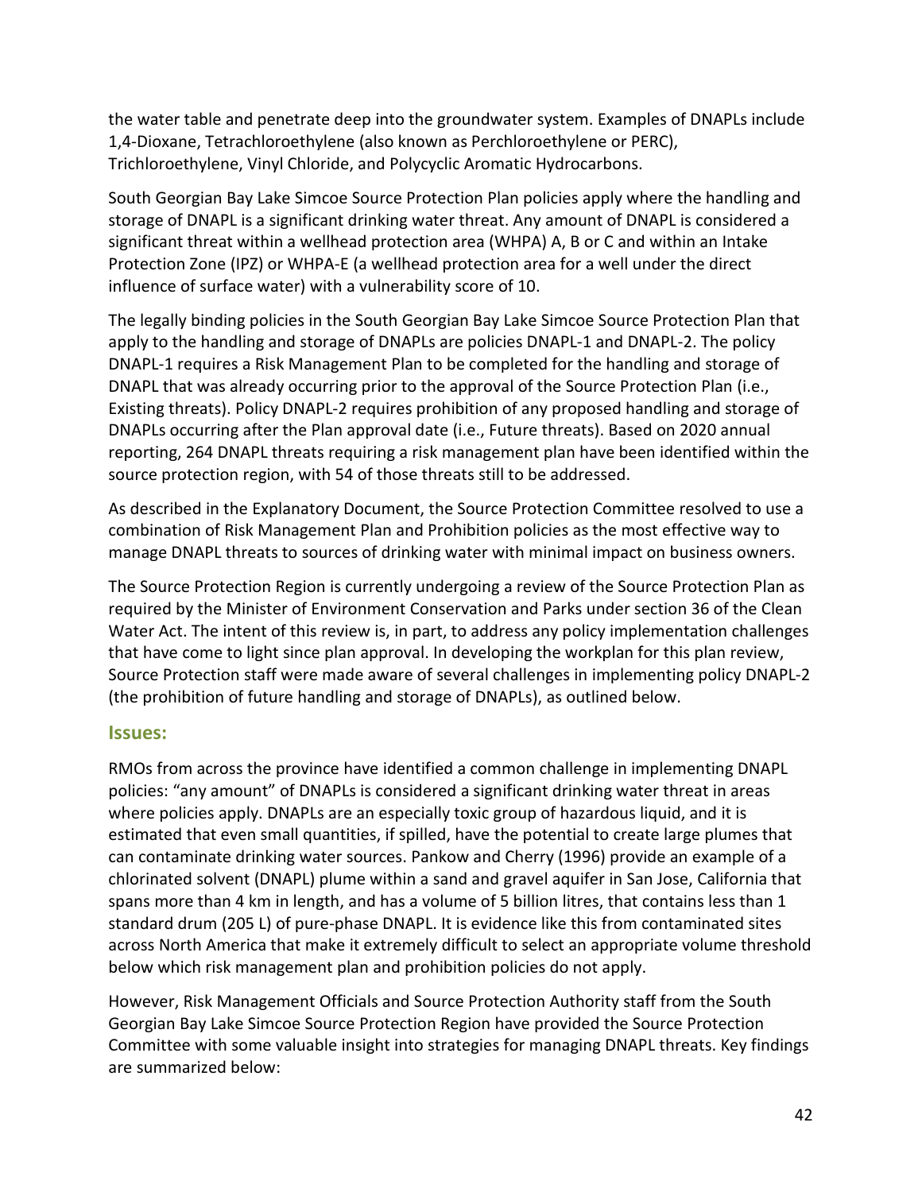the water table and penetrate deep into the groundwater system. Examples of DNAPLs include 1,4-Dioxane, Tetrachloroethylene (also known as Perchloroethylene or PERC), Trichloroethylene, Vinyl Chloride, and Polycyclic Aromatic Hydrocarbons.

South Georgian Bay Lake Simcoe Source Protection Plan policies apply where the handling and storage of DNAPL is a significant drinking water threat. Any amount of DNAPL is considered a significant threat within a wellhead protection area (WHPA) A, B or C and within an Intake Protection Zone (IPZ) or WHPA-E (a wellhead protection area for a well under the direct influence of surface water) with a vulnerability score of 10.

The legally binding policies in the South Georgian Bay Lake Simcoe Source Protection Plan that apply to the handling and storage of DNAPLs are policies DNAPL-1 and DNAPL-2. The policy DNAPL-1 requires a Risk Management Plan to be completed for the handling and storage of DNAPL that was already occurring prior to the approval of the Source Protection Plan (i.e., Existing threats). Policy DNAPL-2 requires prohibition of any proposed handling and storage of DNAPLs occurring after the Plan approval date (i.e., Future threats). Based on 2020 annual reporting, 264 DNAPL threats requiring a risk management plan have been identified within the source protection region, with 54 of those threats still to be addressed.

As described in the Explanatory Document, the Source Protection Committee resolved to use a combination of Risk Management Plan and Prohibition policies as the most effective way to manage DNAPL threats to sources of drinking water with minimal impact on business owners.

The Source Protection Region is currently undergoing a review of the Source Protection Plan as required by the Minister of Environment Conservation and Parks under section 36 of the Clean Water Act. The intent of this review is, in part, to address any policy implementation challenges that have come to light since plan approval. In developing the workplan for this plan review, Source Protection staff were made aware of several challenges in implementing policy DNAPL-2 (the prohibition of future handling and storage of DNAPLs), as outlined below.

## Issues:

RMOs from across the province have identified a common challenge in implementing DNAPL policies: "any amount" of DNAPLs is considered a significant drinking water threat in areas where policies apply. DNAPLs are an especially toxic group of hazardous liquid, and it is estimated that even small quantities, if spilled, have the potential to create large plumes that can contaminate drinking water sources. Pankow and Cherry (1996) provide an example of a chlorinated solvent (DNAPL) plume within a sand and gravel aquifer in San Jose, California that spans more than 4 km in length, and has a volume of 5 billion litres, that contains less than 1 standard drum (205 L) of pure-phase DNAPL. It is evidence like this from contaminated sites across North America that make it extremely difficult to select an appropriate volume threshold below which risk management plan and prohibition policies do not apply.

However, Risk Management Officials and Source Protection Authority staff from the South Georgian Bay Lake Simcoe Source Protection Region have provided the Source Protection Committee with some valuable insight into strategies for managing DNAPL threats. Key findings are summarized below: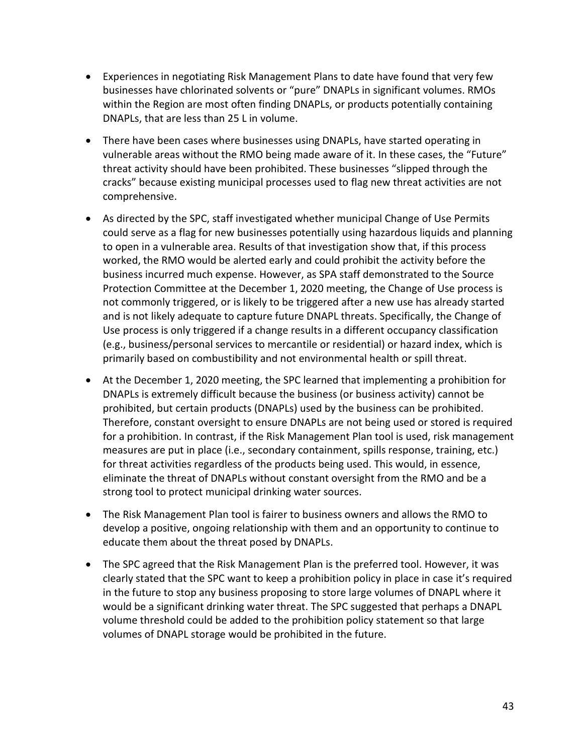- Experiences in negotiating Risk Management Plans to date have found that very few businesses have chlorinated solvents or “pure” DNAPLs in significant volumes. RMOs within the Region are most often finding DNAPLs, or products potentially containing DNAPLs, that are less than 25 L in volume.
- There have been cases where businesses using DNAPLs, have started operating in vulnerable areas without the RMO being made aware of it. In these cases, the “Future” threat activity should have been prohibited. These businesses “slipped through the cracks” because existing municipal processes used to flag new threat activities are not comprehensive.
- As directed by the SPC, staff investigated whether municipal Change of Use Permits could serve as a flag for new businesses potentially using hazardous liquids and planning to open in a vulnerable area. Results of that investigation show that, if this process worked, the RMO would be alerted early and could prohibit the activity before the business incurred much expense. However, as SPA staff demonstrated to the Source Protection Committee at the December 1, 2020 meeting, the Change of Use process is not commonly triggered, or is likely to be triggered after a new use has already started and is not likely adequate to capture future DNAPL threats. Specifically, the Change of Use process is only triggered if a change results in a different occupancy classification (e.g., business/personal services to mercantile or residential) or hazard index, which is primarily based on combustibility and not environmental health or spill threat.
- At the December 1, 2020 meeting, the SPC learned that implementing a prohibition for DNAPLs is extremely difficult because the business (or business activity) cannot be prohibited, but certain products (DNAPLs) used by the business can be prohibited. Therefore, constant oversight to ensure DNAPLs are not being used or stored is required for a prohibition. In contrast, if the Risk Management Plan tool is used, risk management measures are put in place (i.e., secondary containment, spills response, training, etc.) for threat activities regardless of the products being used. This would, in essence, eliminate the threat of DNAPLs without constant oversight from the RMO and be a strong tool to protect municipal drinking water sources.
- The Risk Management Plan tool is fairer to business owners and allows the RMO to develop a positive, ongoing relationship with them and an opportunity to continue to educate them about the threat posed by DNAPLs.
- The SPC agreed that the Risk Management Plan is the preferred tool. However, it was clearly stated that the SPC want to keep a prohibition policy in place in case it’s required in the future to stop any business proposing to store large volumes of DNAPL where it would be a significant drinking water threat. The SPC suggested that perhaps a DNAPL volume threshold could be added to the prohibition policy statement so that large volumes of DNAPL storage would be prohibited in the future.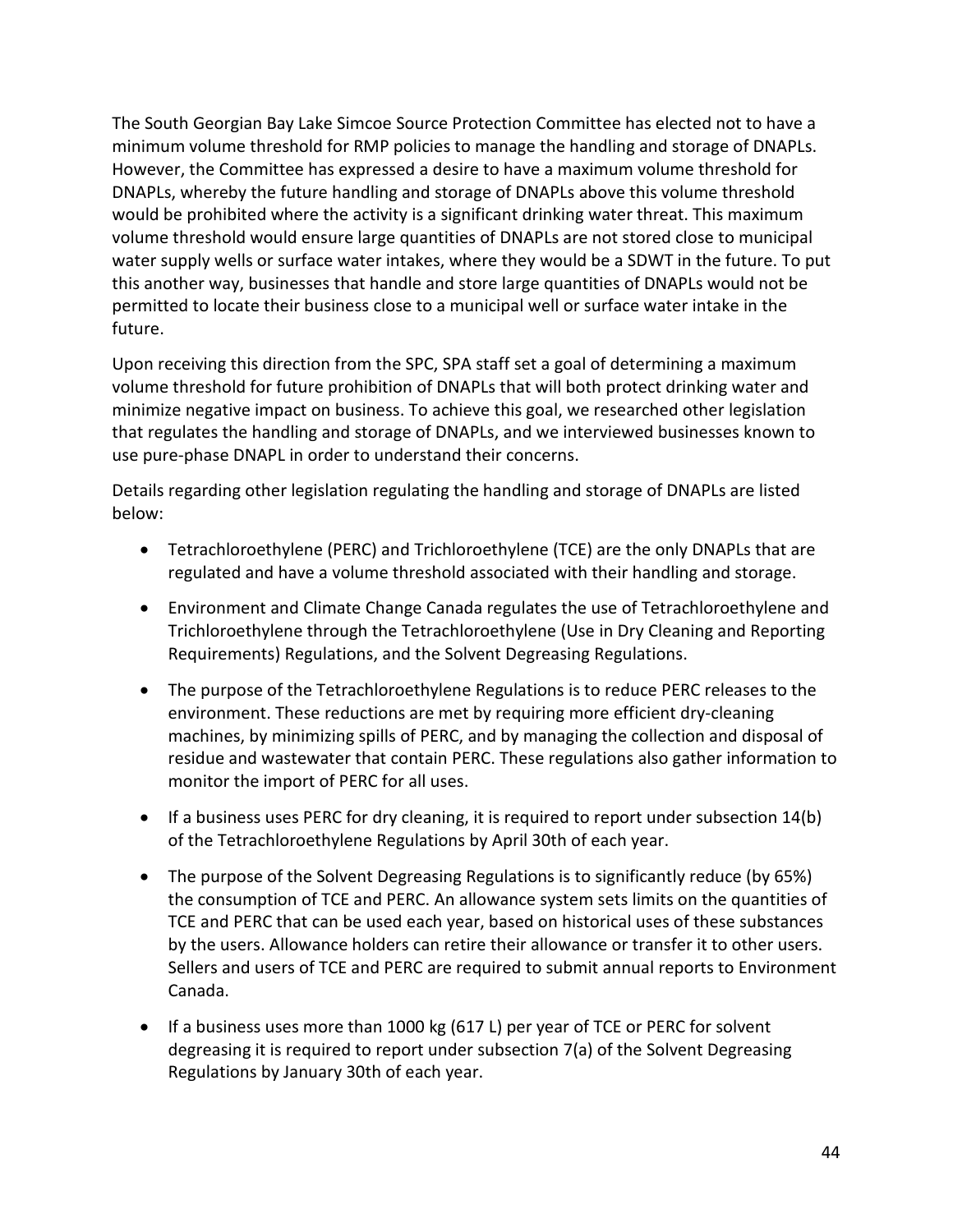The South Georgian Bay Lake Simcoe Source Protection Committee has elected not to have a minimum volume threshold for RMP policies to manage the handling and storage of DNAPLs. However, the Committee has expressed a desire to have a maximum volume threshold for DNAPLs, whereby the future handling and storage of DNAPLs above this volume threshold would be prohibited where the activity is a significant drinking water threat. This maximum volume threshold would ensure large quantities of DNAPLs are not stored close to municipal water supply wells or surface water intakes, where they would be a SDWT in the future. To put this another way, businesses that handle and store large quantities of DNAPLs would not be permitted to locate their business close to a municipal well or surface water intake in the future.

Upon receiving this direction from the SPC, SPA staff set a goal of determining a maximum volume threshold for future prohibition of DNAPLs that will both protect drinking water and minimize negative impact on business. To achieve this goal, we researched other legislation that regulates the handling and storage of DNAPLs, and we interviewed businesses known to use pure-phase DNAPL in order to understand their concerns.

Details regarding other legislation regulating the handling and storage of DNAPLs are listed below:

- Tetrachloroethylene (PERC) and Trichloroethylene (TCE) are the only DNAPLs that are regulated and have a volume threshold associated with their handling and storage.
- Environment and Climate Change Canada regulates the use of Tetrachloroethylene and Trichloroethylene through the Tetrachloroethylene (Use in Dry Cleaning and Reporting Requirements) Regulations, and the Solvent Degreasing Regulations.
- The purpose of the Tetrachloroethylene Regulations is to reduce PERC releases to the environment. These reductions are met by requiring more efficient dry-cleaning machines, by minimizing spills of PERC, and by managing the collection and disposal of residue and wastewater that contain PERC. These regulations also gather information to monitor the import of PERC for all uses.
- If a business uses PERC for dry cleaning, it is required to report under subsection 14(b) of the Tetrachloroethylene Regulations by April 30th of each year.
- The purpose of the Solvent Degreasing Regulations is to significantly reduce (by 65%) the consumption of TCE and PERC. An allowance system sets limits on the quantities of TCE and PERC that can be used each year, based on historical uses of these substances by the users. Allowance holders can retire their allowance or transfer it to other users. Sellers and users of TCE and PERC are required to submit annual reports to Environment Canada.
- If a business uses more than 1000 kg (617 L) per year of TCE or PERC for solvent degreasing it is required to report under subsection 7(a) of the Solvent Degreasing Regulations by January 30th of each year.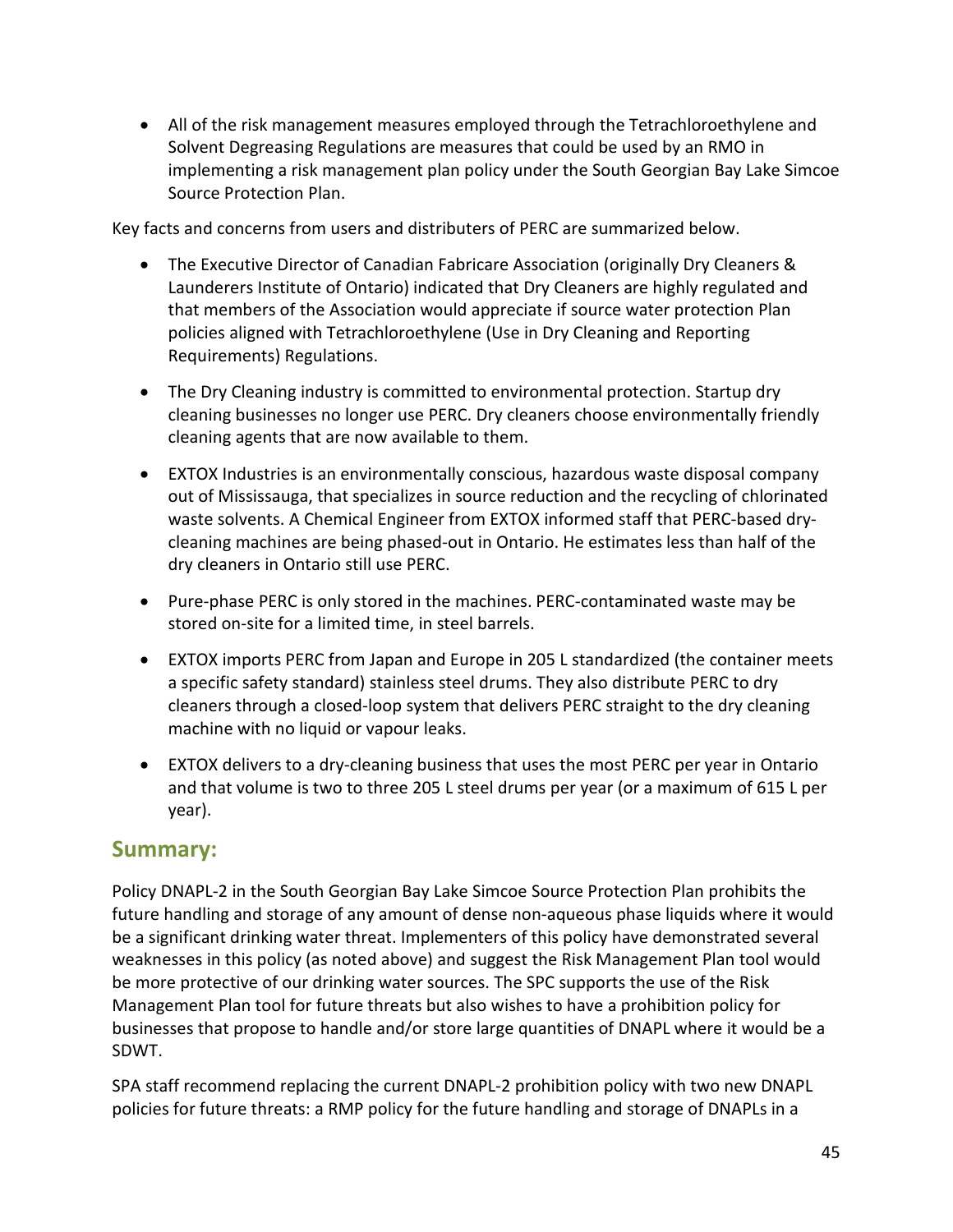- All of the risk management measures employed through the Tetrachloroethylene and Solvent Degreasing Regulations are measures that could be used by an RMO in implementing a risk management plan policy under the South Georgian Bay Lake Simcoe Source Protection Plan.

Key facts and concerns from users and distributers of PERC are summarized below.

- The Executive Director of Canadian Fabricare Association (originally Dry Cleaners & Launderers Institute of Ontario) indicated that Dry Cleaners are highly regulated and that members of the Association would appreciate if source water protection Plan policies aligned with Tetrachloroethylene (Use in Dry Cleaning and Reporting Requirements) Regulations.
- The Dry Cleaning industry is committed to environmental protection. Startup dry cleaning businesses no longer use PERC. Dry cleaners choose environmentally friendly cleaning agents that are now available to them.
- EXTOX Industries is an environmentally conscious, hazardous waste disposal company out of Mississauga, that specializes in source reduction and the recycling of chlorinated waste solvents. A Chemical Engineer from EXTOX informed staff that PERC-based dry-cleaning machines are being phased-out in Ontario. He estimates less than half of the dry cleaners in Ontario still use PERC.
- Pure-phase PERC is only stored in the machines. PERC-contaminated waste may be stored on-site for a limited time, in steel barrels.
- EXTOX imports PERC from Japan and Europe in 205 L standardized (the container meets a specific safety standard) stainless steel drums. They also distribute PERC to dry cleaners through a closed-loop system that delivers PERC straight to the dry cleaning machine with no liquid or vapour leaks.
- EXTOX delivers to a dry-cleaning business that uses the most PERC per year in Ontario and that volume is two to three 205 L steel drums per year (or a maximum of 615 L per year).

## Summary:

Policy DNAPL-2 in the South Georgian Bay Lake Simcoe Source Protection Plan prohibits the future handling and storage of any amount of dense non-aqueous phase liquids where it would be a significant drinking water threat. Implementers of this policy have demonstrated several weaknesses in this policy (as noted above) and suggest the Risk Management Plan tool would be more protective of our drinking water sources. The SPC supports the use of the Risk Management Plan tool for future threats but also wishes to have a prohibition policy for businesses that propose to handle and/or store large quantities of DNAPL where it would be a SDWT.

SPA staff recommend replacing the current DNAPL-2 prohibition policy with two new DNAPL policies for future threats: a RMP policy for the future handling and storage of DNAPLs in a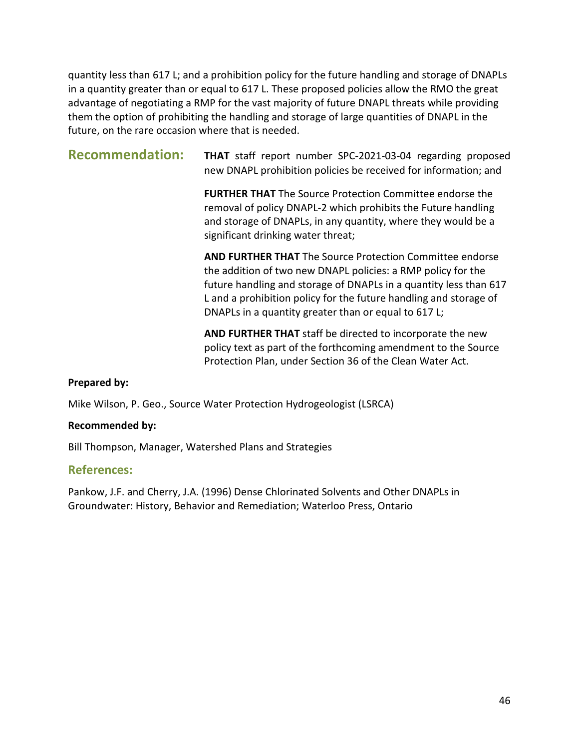quantity less than 617 L; and a prohibition policy for the future handling and storage of DNAPLs in a quantity greater than or equal to 617 L. These proposed policies allow the RMO the great advantage of negotiating a RMP for the vast majority of future DNAPL threats while providing them the option of prohibiting the handling and storage of large quantities of DNAPL in the future, on the rare occasion where that is needed.

## Recommendation:

**THAT** staff report number SPC-2021-03-04 regarding proposed new DNAPL prohibition policies be received for information; and

**FURTHER THAT** The Source Protection Committee endorse the removal of policy DNAPL-2 which prohibits the Future handling and storage of DNAPLs, in any quantity, where they would be a significant drinking water threat;

**AND FURTHER THAT** The Source Protection Committee endorse the addition of two new DNAPL policies: a RMP policy for the future handling and storage of DNAPLs in a quantity less than 617 L and a prohibition policy for the future handling and storage of DNAPLs in a quantity greater than or equal to 617 L;

**AND FURTHER THAT** staff be directed to incorporate the new policy text as part of the forthcoming amendment to the Source Protection Plan, under Section 36 of the Clean Water Act.

**Prepared by:**

Mike Wilson, P. Geo., Source Water Protection Hydrogeologist (LSRCA)

**Recommended by:**

Bill Thompson, Manager, Watershed Plans and Strategies

## References:

Pankow, J.F. and Cherry, J.A. (1996) Dense Chlorinated Solvents and Other DNAPLs in Groundwater: History, Behavior and Remediation; Waterloo Press, Ontario